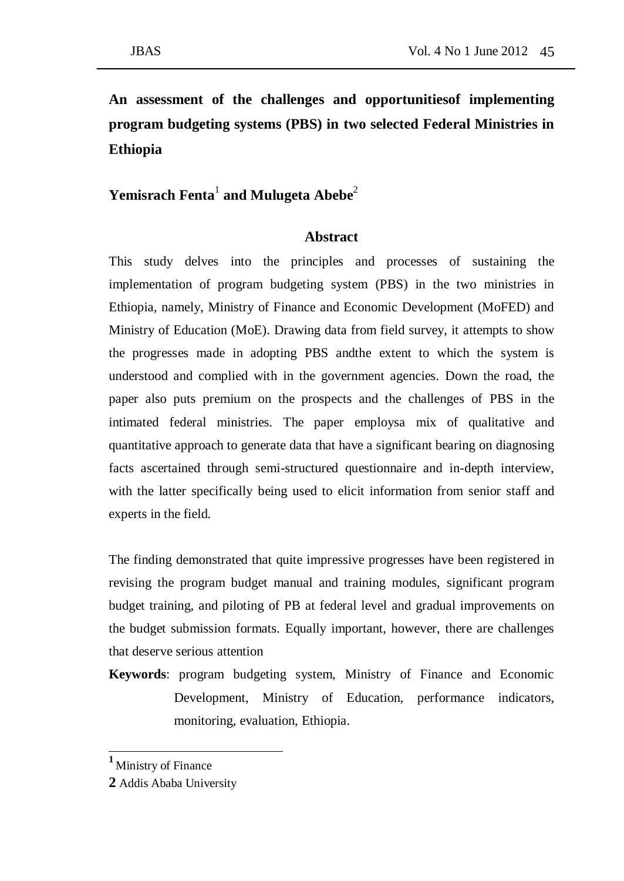# An assessment of the challenges and opportunitiesof implementing program budgeting systems (PBS) in two selected Federal Ministries in Ethiopia

**Yemisrach Fenta[1] and Mulugeta Abebe[2]**

## Abstract

This study delves into the principles and processes of sustaining the implementation of program budgeting system (PBS) in the two ministries in Ethiopia, namely, Ministry of Finance and Economic Development (MoFED) and Ministry of Education (MoE). Drawing data from field survey, it attempts to show the progresses made in adopting PBS andthe extent to which the system is understood and complied with in the government agencies. Down the road, the paper also puts premium on the prospects and the challenges of PBS in the intimated federal ministries. The paper employsa mix of qualitative and quantitative approach to generate data that have a significant bearing on diagnosing facts ascertained through semi-structured questionnaire and in-depth interview, with the latter specifically being used to elicit information from senior staff and experts in the field.

The finding demonstrated that quite impressive progresses have been registered in revising the program budget manual and training modules, significant program budget training, and piloting of PB at federal level and gradual improvements on the budget submission formats. Equally important, however, there are challenges that deserve serious attention

**Keywords**: program budgeting system, Ministry of Finance and Economic Development, Ministry of Education, performance indicators, monitoring, evaluation, Ethiopia.

---

[1] Ministry of Finance

[2] Addis Ababa University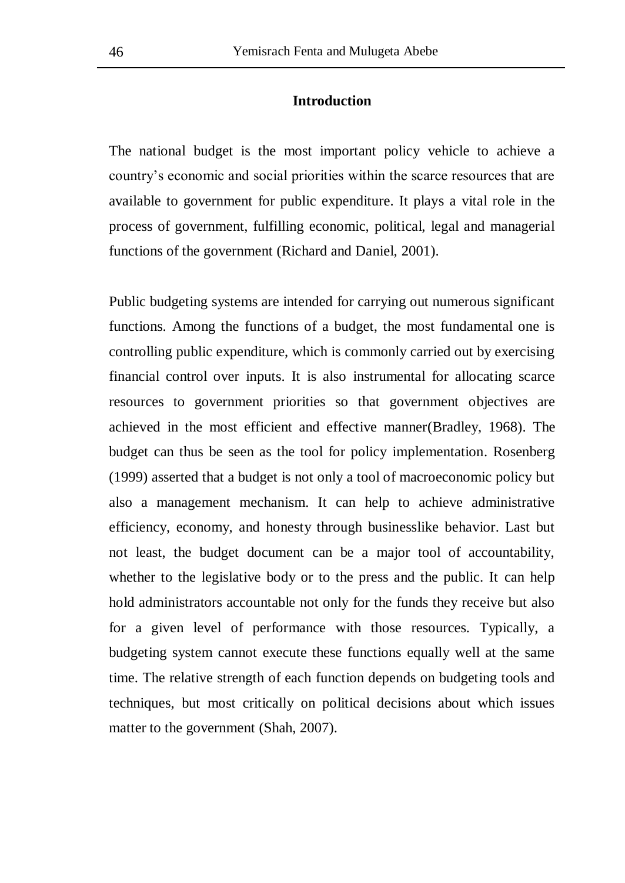## Introduction

The national budget is the most important policy vehicle to achieve a country's economic and social priorities within the scarce resources that are available to government for public expenditure. It plays a vital role in the process of government, fulfilling economic, political, legal and managerial functions of the government (Richard and Daniel, 2001).

Public budgeting systems are intended for carrying out numerous significant functions. Among the functions of a budget, the most fundamental one is controlling public expenditure, which is commonly carried out by exercising financial control over inputs. It is also instrumental for allocating scarce resources to government priorities so that government objectives are achieved in the most efficient and effective manner(Bradley, 1968). The budget can thus be seen as the tool for policy implementation. Rosenberg (1999) asserted that a budget is not only a tool of macroeconomic policy but also a management mechanism. It can help to achieve administrative efficiency, economy, and honesty through businesslike behavior. Last but not least, the budget document can be a major tool of accountability, whether to the legislative body or to the press and the public. It can help hold administrators accountable not only for the funds they receive but also for a given level of performance with those resources. Typically, a budgeting system cannot execute these functions equally well at the same time. The relative strength of each function depends on budgeting tools and techniques, but most critically on political decisions about which issues matter to the government (Shah, 2007).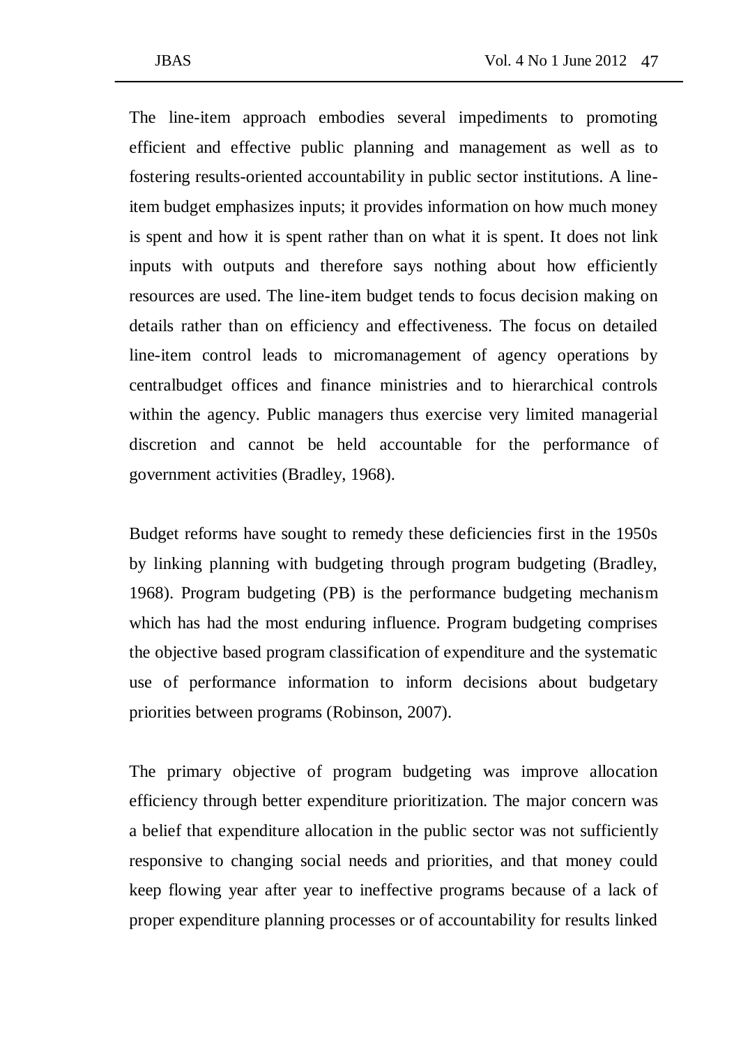The line-item approach embodies several impediments to promoting efficient and effective public planning and management as well as to fostering results-oriented accountability in public sector institutions. A line-item budget emphasizes inputs; it provides information on how much money is spent and how it is spent rather than on what it is spent. It does not link inputs with outputs and therefore says nothing about how efficiently resources are used. The line-item budget tends to focus decision making on details rather than on efficiency and effectiveness. The focus on detailed line-item control leads to micromanagement of agency operations by centralbudget offices and finance ministries and to hierarchical controls within the agency. Public managers thus exercise very limited managerial discretion and cannot be held accountable for the performance of government activities (Bradley, 1968).

Budget reforms have sought to remedy these deficiencies first in the 1950s by linking planning with budgeting through program budgeting (Bradley, 1968). Program budgeting (PB) is the performance budgeting mechanism which has had the most enduring influence. Program budgeting comprises the objective based program classification of expenditure and the systematic use of performance information to inform decisions about budgetary priorities between programs (Robinson, 2007).

The primary objective of program budgeting was improve allocation efficiency through better expenditure prioritization. The major concern was a belief that expenditure allocation in the public sector was not sufficiently responsive to changing social needs and priorities, and that money could keep flowing year after year to ineffective programs because of a lack of proper expenditure planning processes or of accountability for results linked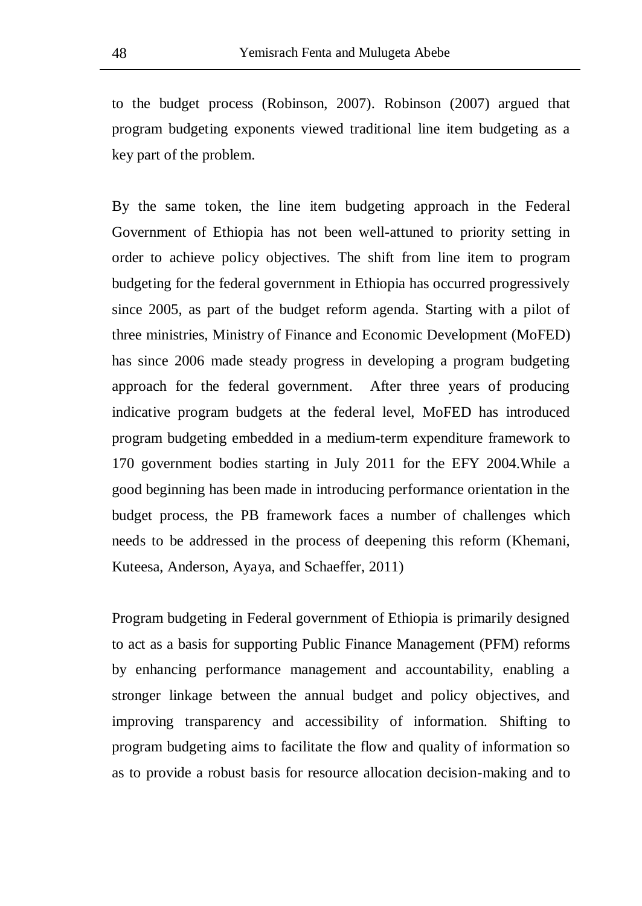to the budget process (Robinson, 2007). Robinson (2007) argued that program budgeting exponents viewed traditional line item budgeting as a key part of the problem.

By the same token, the line item budgeting approach in the Federal Government of Ethiopia has not been well-attuned to priority setting in order to achieve policy objectives. The shift from line item to program budgeting for the federal government in Ethiopia has occurred progressively since 2005, as part of the budget reform agenda. Starting with a pilot of three ministries, Ministry of Finance and Economic Development (MoFED) has since 2006 made steady progress in developing a program budgeting approach for the federal government. After three years of producing indicative program budgets at the federal level, MoFED has introduced program budgeting embedded in a medium-term expenditure framework to 170 government bodies starting in July 2011 for the EFY 2004.While a good beginning has been made in introducing performance orientation in the budget process, the PB framework faces a number of challenges which needs to be addressed in the process of deepening this reform (Khemani, Kuteesa, Anderson, Ayaya, and Schaeffer, 2011)

Program budgeting in Federal government of Ethiopia is primarily designed to act as a basis for supporting Public Finance Management (PFM) reforms by enhancing performance management and accountability, enabling a stronger linkage between the annual budget and policy objectives, and improving transparency and accessibility of information. Shifting to program budgeting aims to facilitate the flow and quality of information so as to provide a robust basis for resource allocation decision-making and to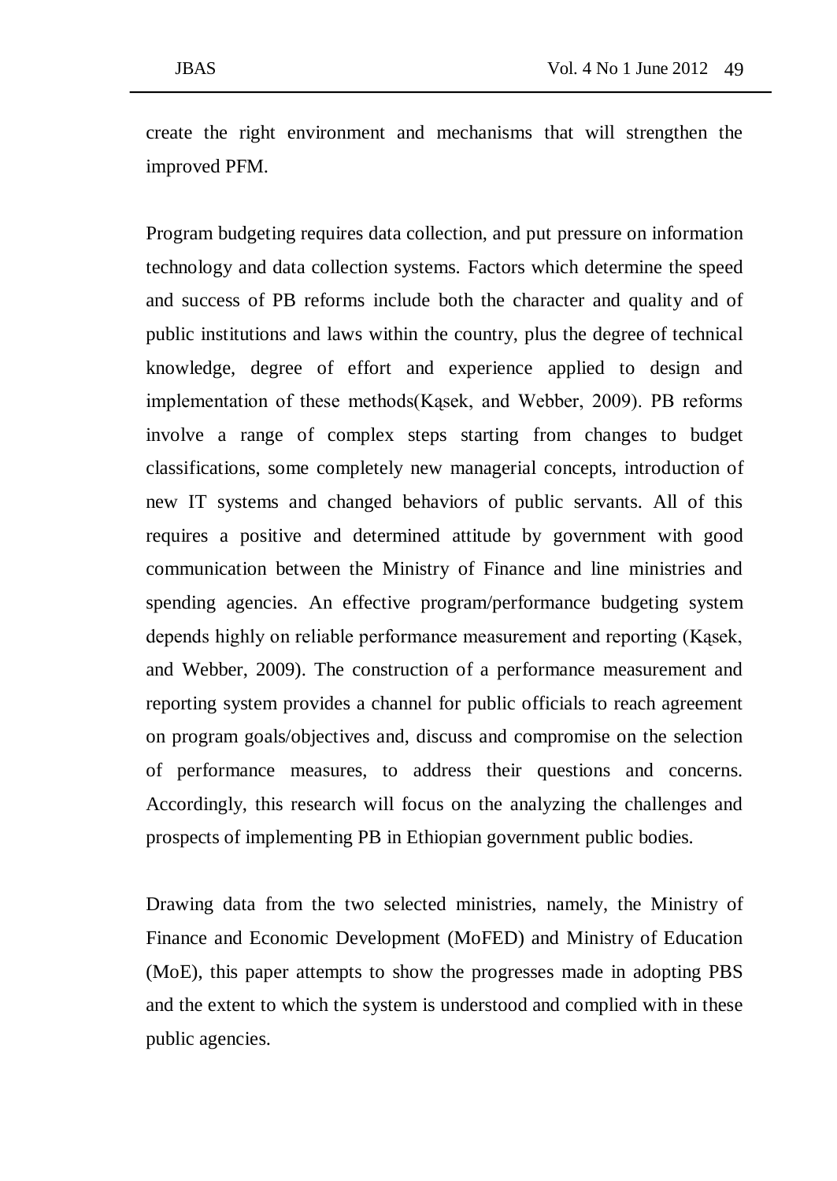create the right environment and mechanisms that will strengthen the improved PFM.

Program budgeting requires data collection, and put pressure on information technology and data collection systems. Factors which determine the speed and success of PB reforms include both the character and quality and of public institutions and laws within the country, plus the degree of technical knowledge, degree of effort and experience applied to design and implementation of these methods(Kąsek, and Webber, 2009). PB reforms involve a range of complex steps starting from changes to budget classifications, some completely new managerial concepts, introduction of new IT systems and changed behaviors of public servants. All of this requires a positive and determined attitude by government with good communication between the Ministry of Finance and line ministries and spending agencies. An effective program/performance budgeting system depends highly on reliable performance measurement and reporting (Kąsek, and Webber, 2009). The construction of a performance measurement and reporting system provides a channel for public officials to reach agreement on program goals/objectives and, discuss and compromise on the selection of performance measures, to address their questions and concerns. Accordingly, this research will focus on the analyzing the challenges and prospects of implementing PB in Ethiopian government public bodies.

Drawing data from the two selected ministries, namely, the Ministry of Finance and Economic Development (MoFED) and Ministry of Education (MoE), this paper attempts to show the progresses made in adopting PBS and the extent to which the system is understood and complied with in these public agencies.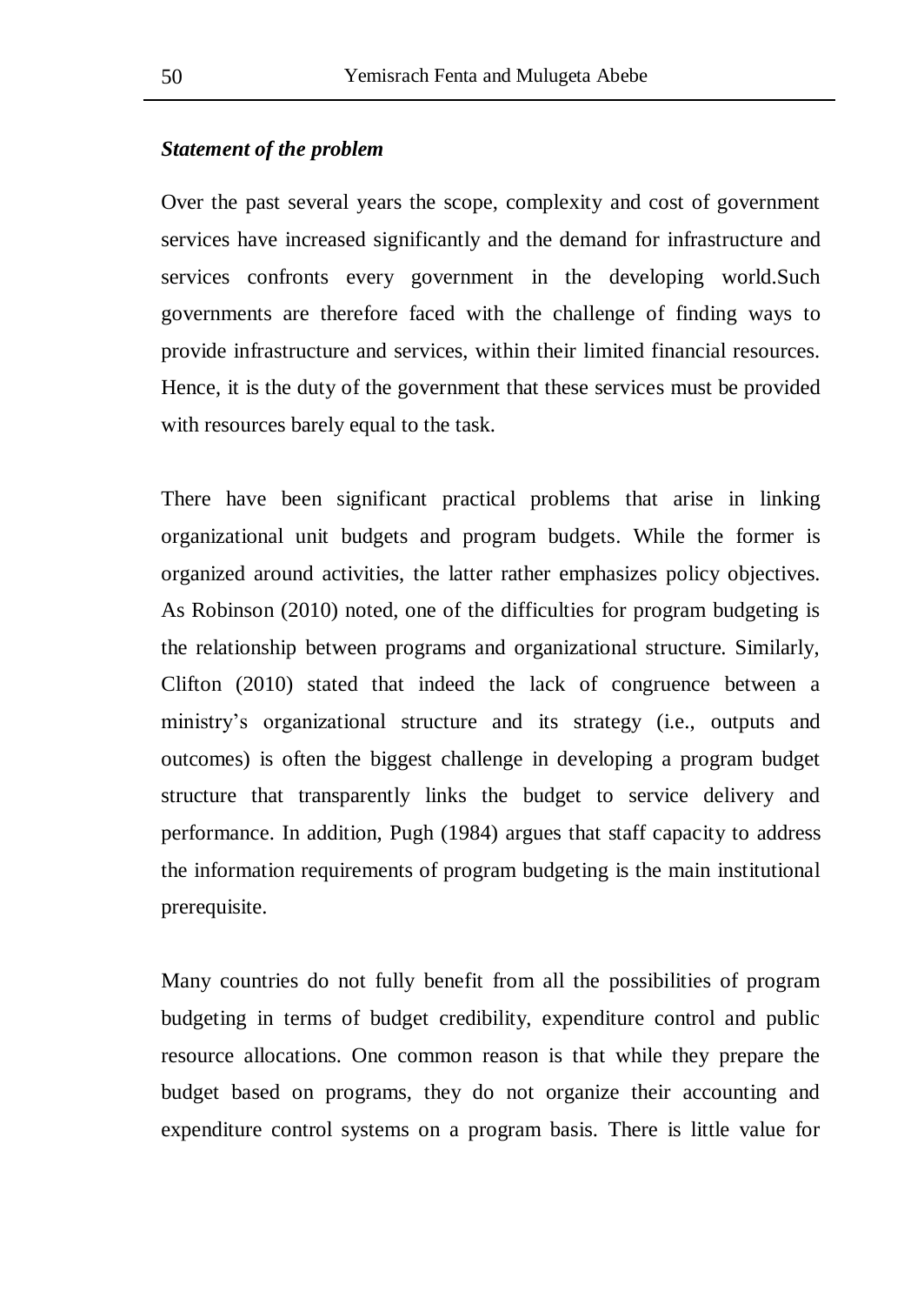*Statement of the problem*

Over the past several years the scope, complexity and cost of government services have increased significantly and the demand for infrastructure and services confronts every government in the developing world.Such governments are therefore faced with the challenge of finding ways to provide infrastructure and services, within their limited financial resources. Hence, it is the duty of the government that these services must be provided with resources barely equal to the task.

There have been significant practical problems that arise in linking organizational unit budgets and program budgets. While the former is organized around activities, the latter rather emphasizes policy objectives. As Robinson (2010) noted, one of the difficulties for program budgeting is the relationship between programs and organizational structure. Similarly, Clifton (2010) stated that indeed the lack of congruence between a ministry's organizational structure and its strategy (i.e., outputs and outcomes) is often the biggest challenge in developing a program budget structure that transparently links the budget to service delivery and performance. In addition, Pugh (1984) argues that staff capacity to address the information requirements of program budgeting is the main institutional prerequisite.

Many countries do not fully benefit from all the possibilities of program budgeting in terms of budget credibility, expenditure control and public resource allocations. One common reason is that while they prepare the budget based on programs, they do not organize their accounting and expenditure control systems on a program basis. There is little value for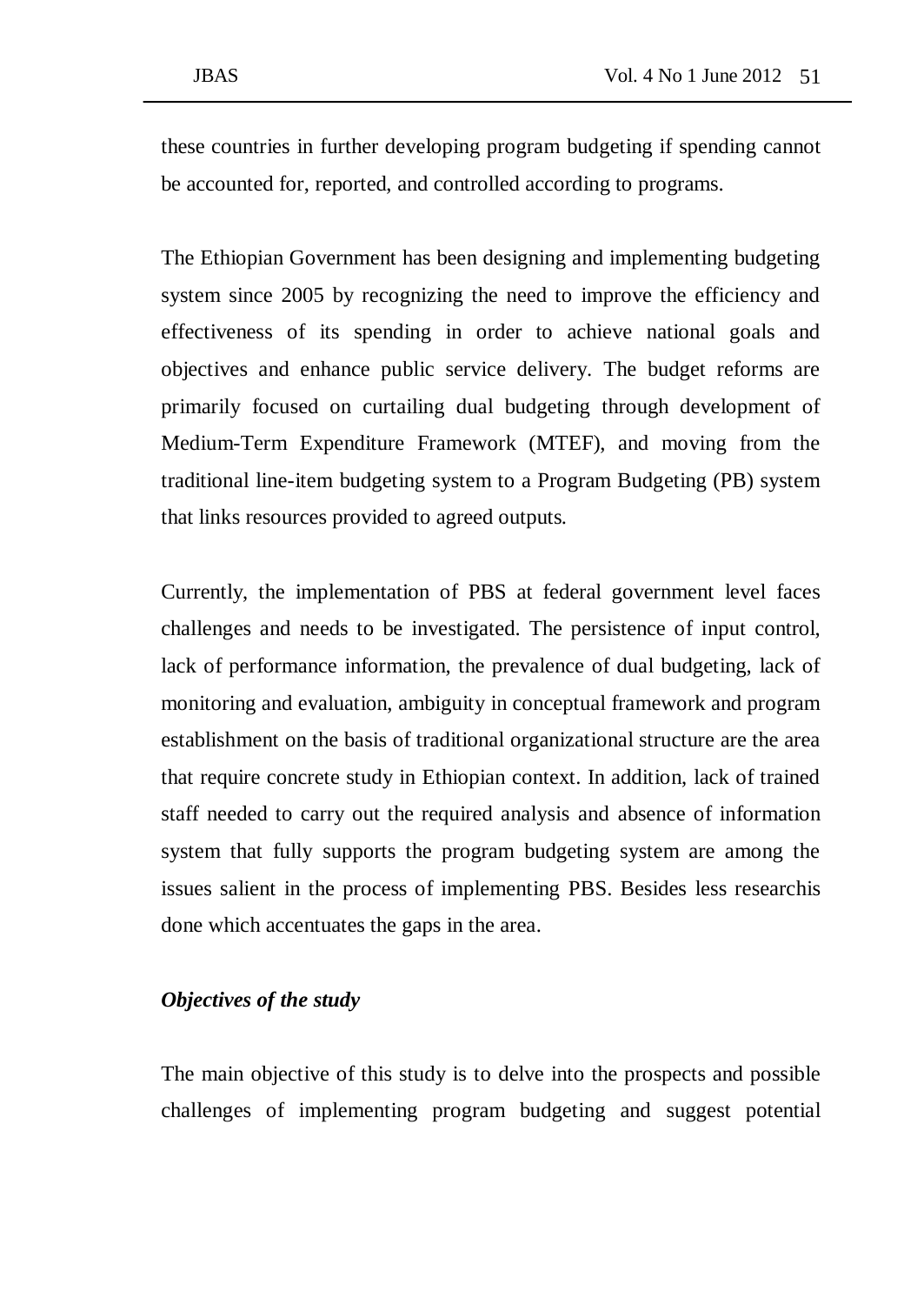these countries in further developing program budgeting if spending cannot be accounted for, reported, and controlled according to programs.

The Ethiopian Government has been designing and implementing budgeting system since 2005 by recognizing the need to improve the efficiency and effectiveness of its spending in order to achieve national goals and objectives and enhance public service delivery. The budget reforms are primarily focused on curtailing dual budgeting through development of Medium-Term Expenditure Framework (MTEF), and moving from the traditional line-item budgeting system to a Program Budgeting (PB) system that links resources provided to agreed outputs.

Currently, the implementation of PBS at federal government level faces challenges and needs to be investigated. The persistence of input control, lack of performance information, the prevalence of dual budgeting, lack of monitoring and evaluation, ambiguity in conceptual framework and program establishment on the basis of traditional organizational structure are the area that require concrete study in Ethiopian context. In addition, lack of trained staff needed to carry out the required analysis and absence of information system that fully supports the program budgeting system are among the issues salient in the process of implementing PBS. Besides less researchis done which accentuates the gaps in the area.

### *Objectives of the study*

The main objective of this study is to delve into the prospects and possible challenges of implementing program budgeting and suggest potential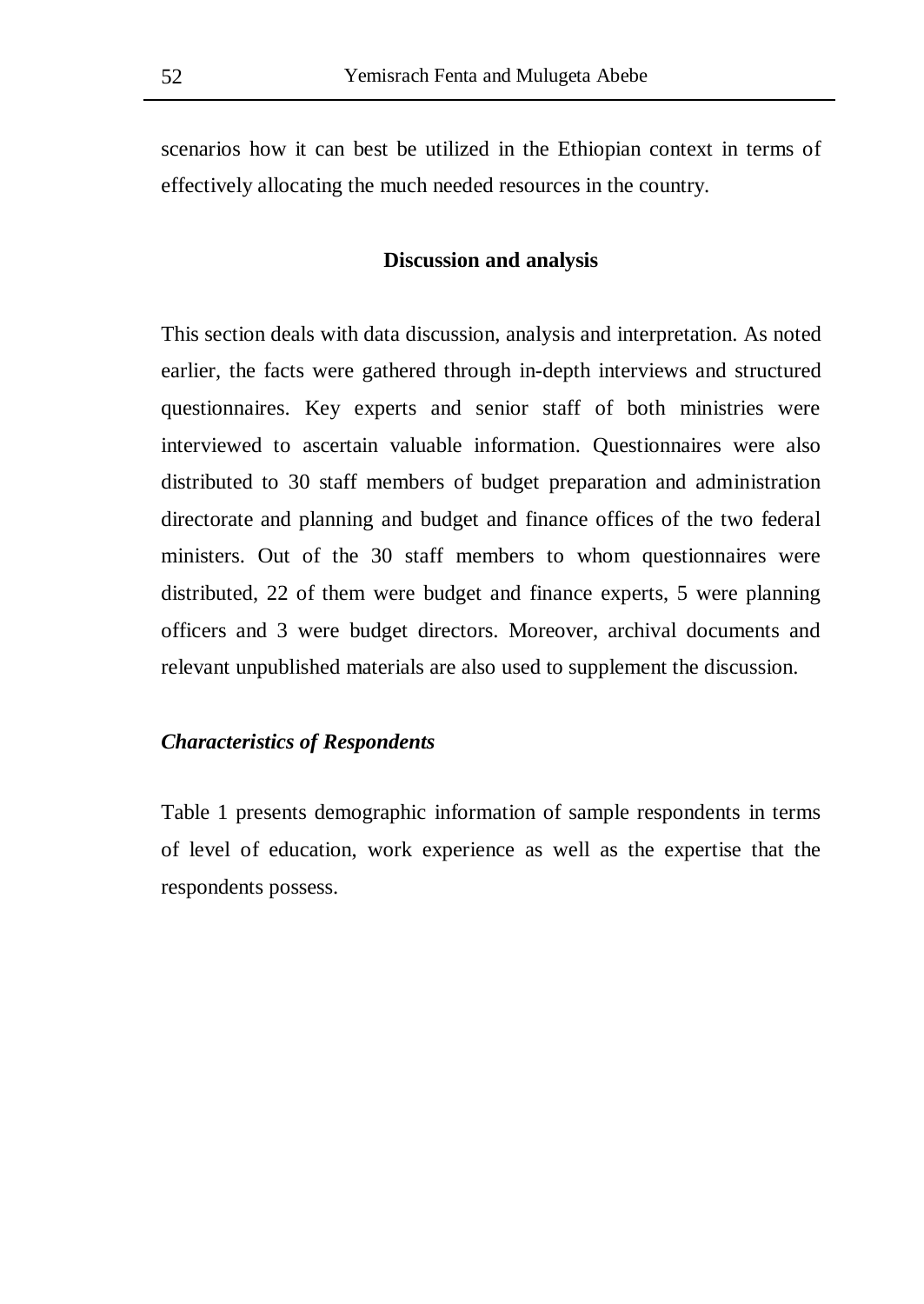scenarios how it can best be utilized in the Ethiopian context in terms of effectively allocating the much needed resources in the country.

## Discussion and analysis

This section deals with data discussion, analysis and interpretation. As noted earlier, the facts were gathered through in-depth interviews and structured questionnaires. Key experts and senior staff of both ministries were interviewed to ascertain valuable information. Questionnaires were also distributed to 30 staff members of budget preparation and administration directorate and planning and budget and finance offices of the two federal ministers. Out of the 30 staff members to whom questionnaires were distributed, 22 of them were budget and finance experts, 5 were planning officers and 3 were budget directors. Moreover, archival documents and relevant unpublished materials are also used to supplement the discussion.

### *Characteristics of Respondents*

Table 1 presents demographic information of sample respondents in terms of level of education, work experience as well as the expertise that the respondents possess.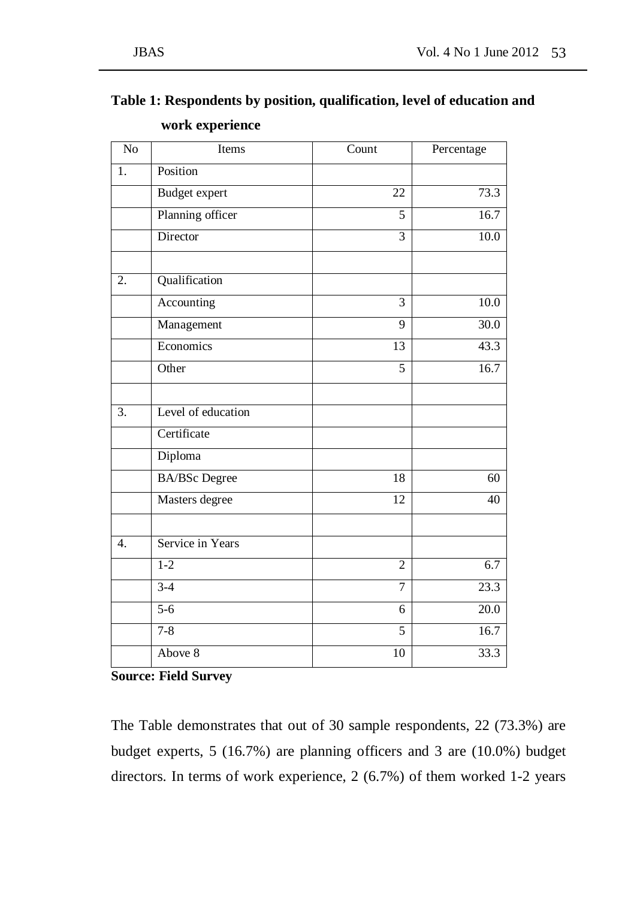**Table 1: Respondents by position, qualification, level of education and work experience**

| No | Items | Count | Percentage |
|---|---|---|---|
| 1. | Position | | |
| | Budget expert | 22 | 73.3 |
| | Planning officer | 5 | 16.7 |
| | Director | 3 | 10.0 |
| | | | |
| 2. | Qualification | | |
| | Accounting | 3 | 10.0 |
| | Management | 9 | 30.0 |
| | Economics | 13 | 43.3 |
| | Other | 5 | 16.7 |
| | | | |
| 3. | Level of education | | |
| | Certificate | | |
| | Diploma | | |
| | BA/BSc Degree | 18 | 60 |
| | Masters degree | 12 | 40 |
| | | | |
| 4. | Service in Years | | |
| | 1-2 | 2 | 6.7 |
| | 3-4 | 7 | 23.3 |
| | 5-6 | 6 | 20.0 |
| | 7-8 | 5 | 16.7 |
| | Above 8 | 10 | 33.3 |

**Source: Field Survey**

The Table demonstrates that out of 30 sample respondents, 22 (73.3%) are budget experts, 5 (16.7%) are planning officers and 3 are (10.0%) budget directors. In terms of work experience, 2 (6.7%) of them worked 1-2 years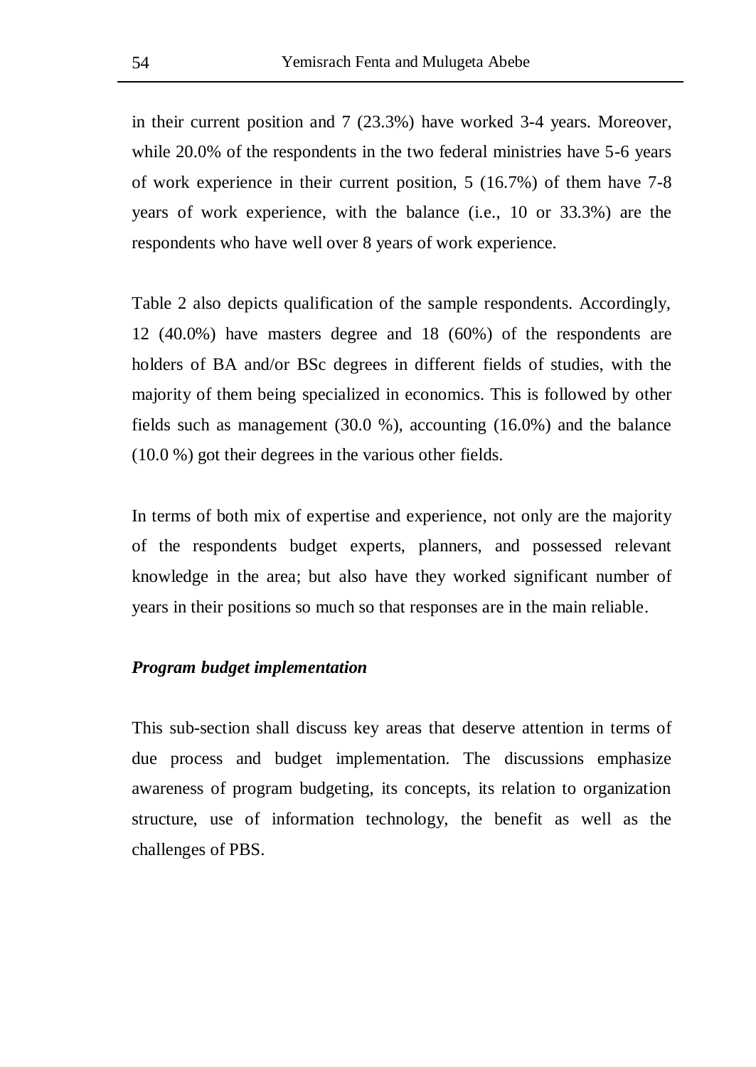in their current position and 7 (23.3%) have worked 3-4 years. Moreover, while 20.0% of the respondents in the two federal ministries have 5-6 years of work experience in their current position, 5 (16.7%) of them have 7-8 years of work experience, with the balance (i.e., 10 or 33.3%) are the respondents who have well over 8 years of work experience.

Table 2 also depicts qualification of the sample respondents. Accordingly, 12 (40.0%) have masters degree and 18 (60%) of the respondents are holders of BA and/or BSc degrees in different fields of studies, with the majority of them being specialized in economics. This is followed by other fields such as management (30.0 %), accounting (16.0%) and the balance (10.0 %) got their degrees in the various other fields.

In terms of both mix of expertise and experience, not only are the majority of the respondents budget experts, planners, and possessed relevant knowledge in the area; but also have they worked significant number of years in their positions so much so that responses are in the main reliable.

***Program budget implementation***

This sub-section shall discuss key areas that deserve attention in terms of due process and budget implementation. The discussions emphasize awareness of program budgeting, its concepts, its relation to organization structure, use of information technology, the benefit as well as the challenges of PBS.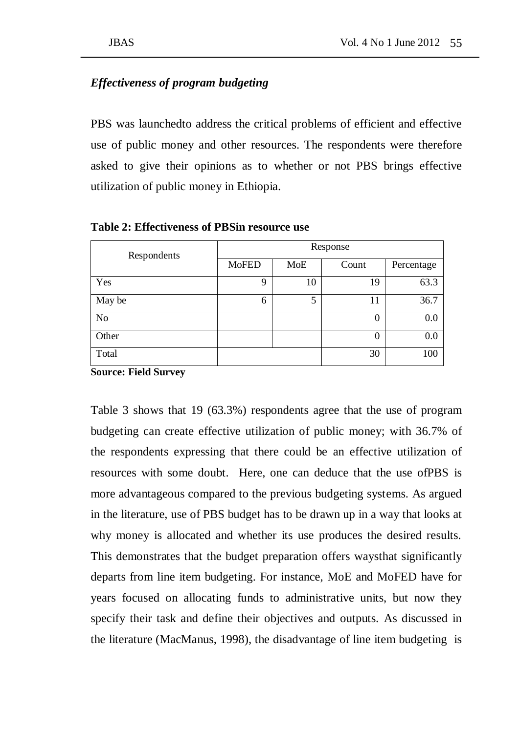*Effectiveness of program budgeting*

PBS was launchedto address the critical problems of efficient and effective use of public money and other resources. The respondents were therefore asked to give their opinions as to whether or not PBS brings effective utilization of public money in Ethiopia.

**Table 2: Effectiveness of PBSin resource use**

| Respondents | Response | | | |
|---|---|---|---|---|
| | MoFED | MoE | Count | Percentage |
| Yes | 9 | 10 | 19 | 63.3 |
| May be | 6 | 5 | 11 | 36.7 |
| No | | | 0 | 0.0 |
| Other | | | 0 | 0.0 |
| Total | | | 30 | 100 |

**Source: Field Survey**

Table 3 shows that 19 (63.3%) respondents agree that the use of program budgeting can create effective utilization of public money; with 36.7% of the respondents expressing that there could be an effective utilization of resources with some doubt. Here, one can deduce that the use ofPBS is more advantageous compared to the previous budgeting systems. As argued in the literature, use of PBS budget has to be drawn up in a way that looks at why money is allocated and whether its use produces the desired results. This demonstrates that the budget preparation offers waysthat significantly departs from line item budgeting. For instance, MoE and MoFED have for years focused on allocating funds to administrative units, but now they specify their task and define their objectives and outputs. As discussed in the literature (MacManus, 1998), the disadvantage of line item budgeting is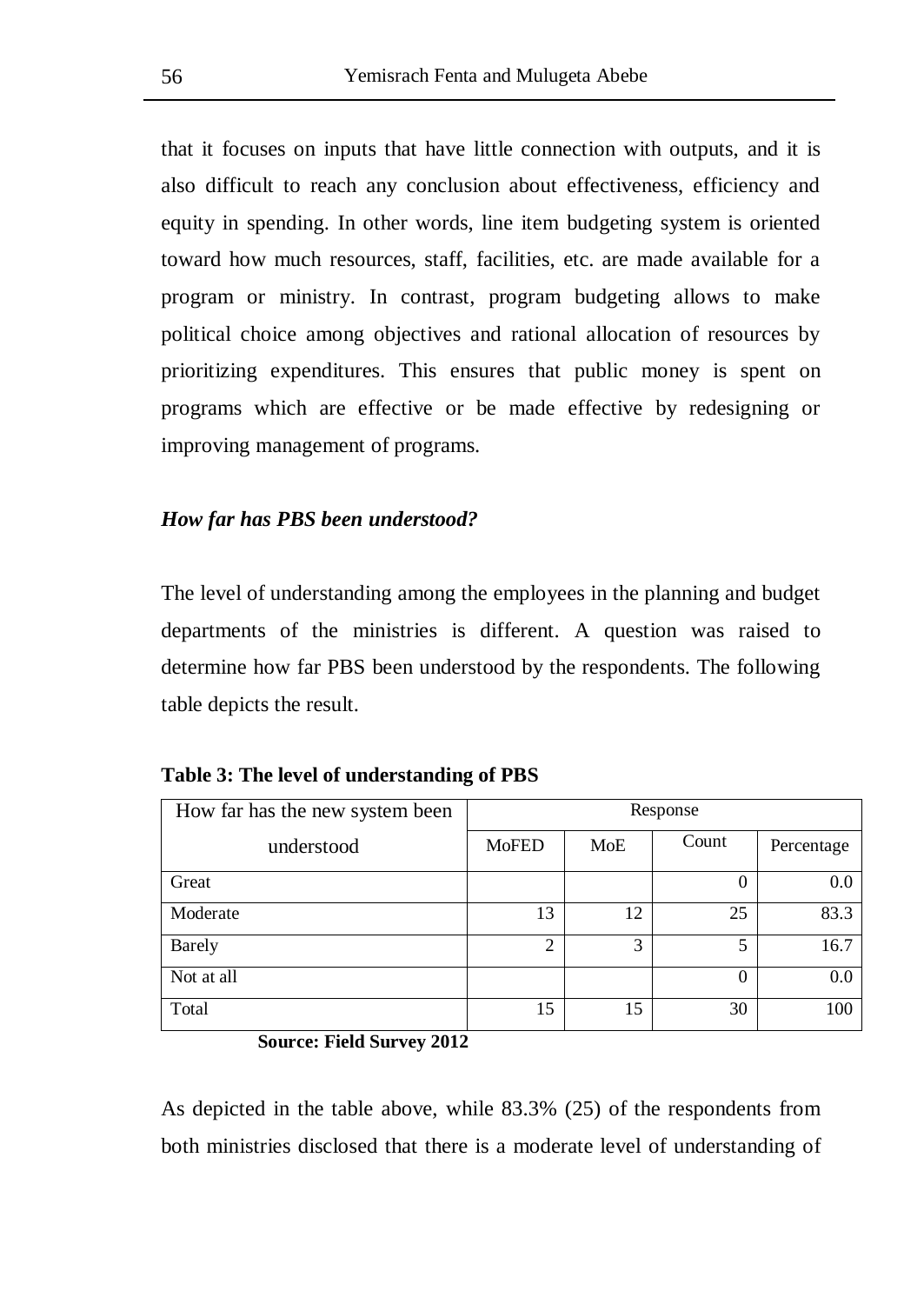that it focuses on inputs that have little connection with outputs, and it is also difficult to reach any conclusion about effectiveness, efficiency and equity in spending. In other words, line item budgeting system is oriented toward how much resources, staff, facilities, etc. are made available for a program or ministry. In contrast, program budgeting allows to make political choice among objectives and rational allocation of resources by prioritizing expenditures. This ensures that public money is spent on programs which are effective or be made effective by redesigning or improving management of programs.

***How far has PBS been understood?***

The level of understanding among the employees in the planning and budget departments of the ministries is different. A question was raised to determine how far PBS been understood by the respondents. The following table depicts the result.

**Table 3: The level of understanding of PBS**

| How far has the new system been understood | Response | | | |
|---|---|---|---|---|
| | MoFED | MoE | Count | Percentage |
| Great | | | 0 | 0.0 |
| Moderate | 13 | 12 | 25 | 83.3 |
| Barely | 2 | 3 | 5 | 16.7 |
| Not at all | | | 0 | 0.0 |
| Total | 15 | 15 | 30 | 100 |

**Source: Field Survey 2012**

As depicted in the table above, while 83.3% (25) of the respondents from both ministries disclosed that there is a moderate level of understanding of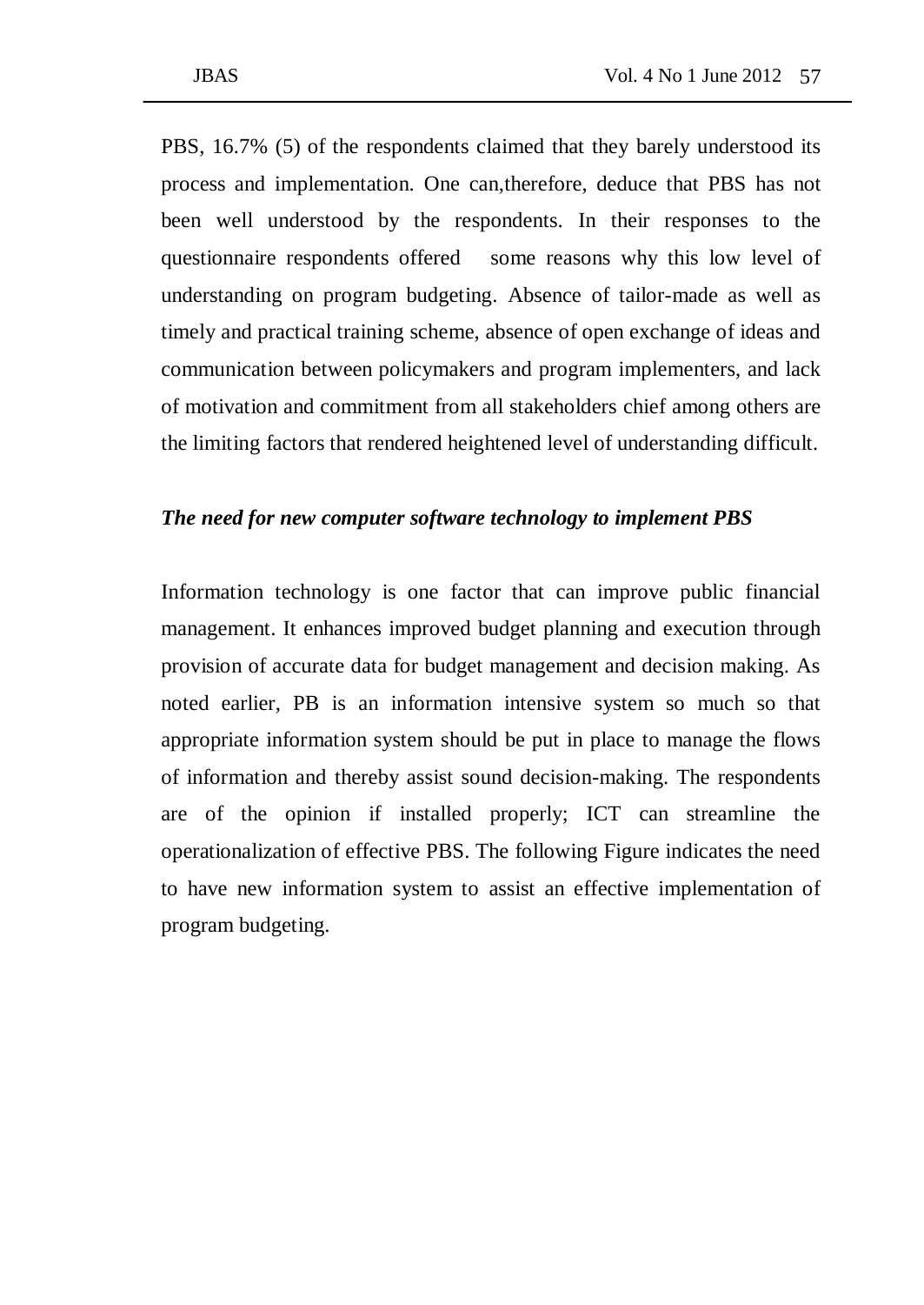PBS, 16.7% (5) of the respondents claimed that they barely understood its process and implementation. One can,therefore, deduce that PBS has not been well understood by the respondents. In their responses to the questionnaire respondents offered some reasons why this low level of understanding on program budgeting. Absence of tailor-made as well as timely and practical training scheme, absence of open exchange of ideas and communication between policymakers and program implementers, and lack of motivation and commitment from all stakeholders chief among others are the limiting factors that rendered heightened level of understanding difficult.

***The need for new computer software technology to implement PBS***

Information technology is one factor that can improve public financial management. It enhances improved budget planning and execution through provision of accurate data for budget management and decision making. As noted earlier, PB is an information intensive system so much so that appropriate information system should be put in place to manage the flows of information and thereby assist sound decision-making. The respondents are of the opinion if installed properly; ICT can streamline the operationalization of effective PBS. The following Figure indicates the need to have new information system to assist an effective implementation of program budgeting.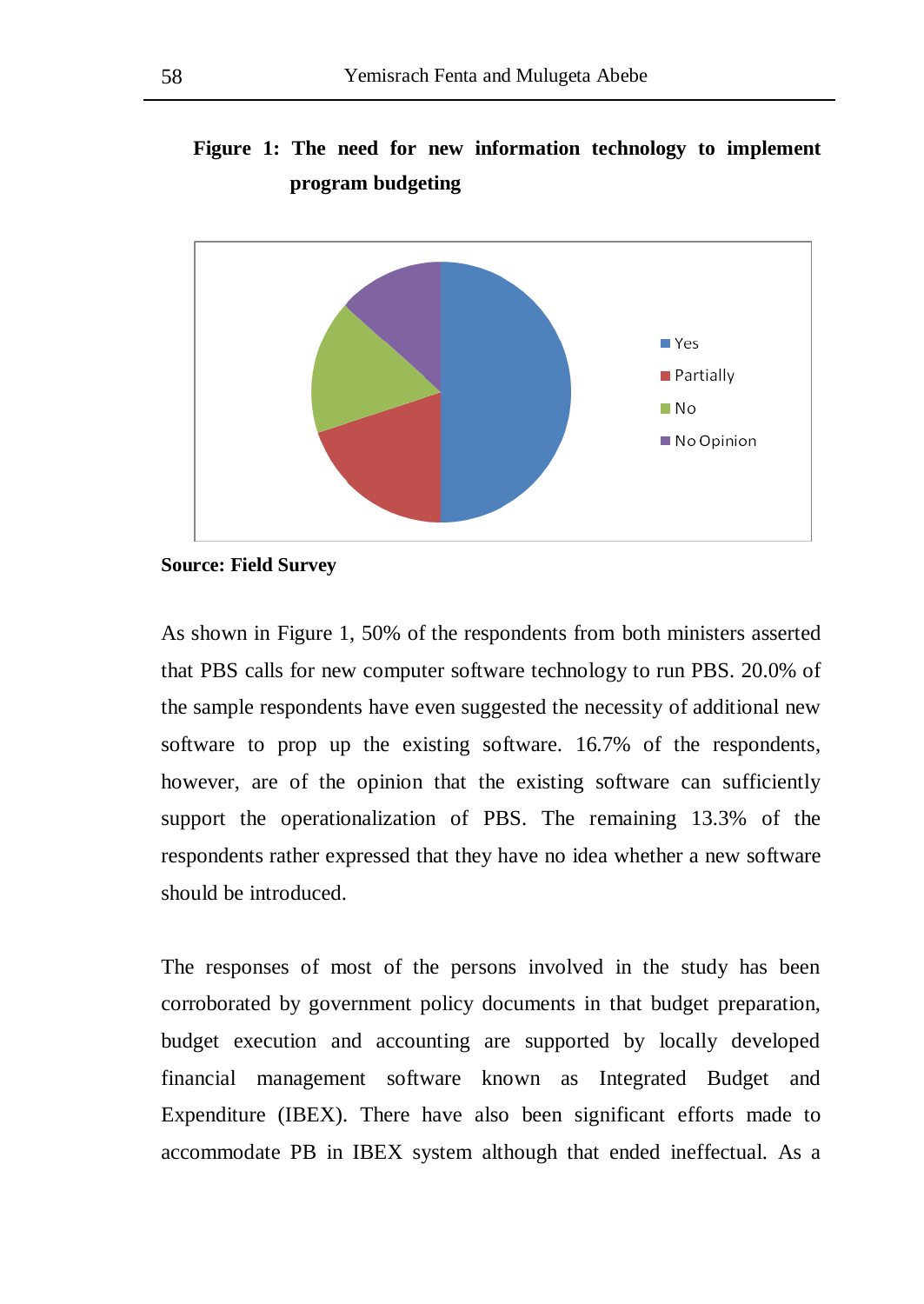**Figure 1: The need for new information technology to implement program budgeting**

Source: Field Survey

As shown in Figure 1, 50% of the respondents from both ministers asserted that PBS calls for new computer software technology to run PBS. 20.0% of the sample respondents have even suggested the necessity of additional new software to prop up the existing software. 16.7% of the respondents, however, are of the opinion that the existing software can sufficiently support the operationalization of PBS. The remaining 13.3% of the respondents rather expressed that they have no idea whether a new software should be introduced.

The responses of most of the persons involved in the study has been corroborated by government policy documents in that budget preparation, budget execution and accounting are supported by locally developed financial management software known as Integrated Budget and Expenditure (IBEX). There have also been significant efforts made to accommodate PB in IBEX system although that ended ineffectual. As a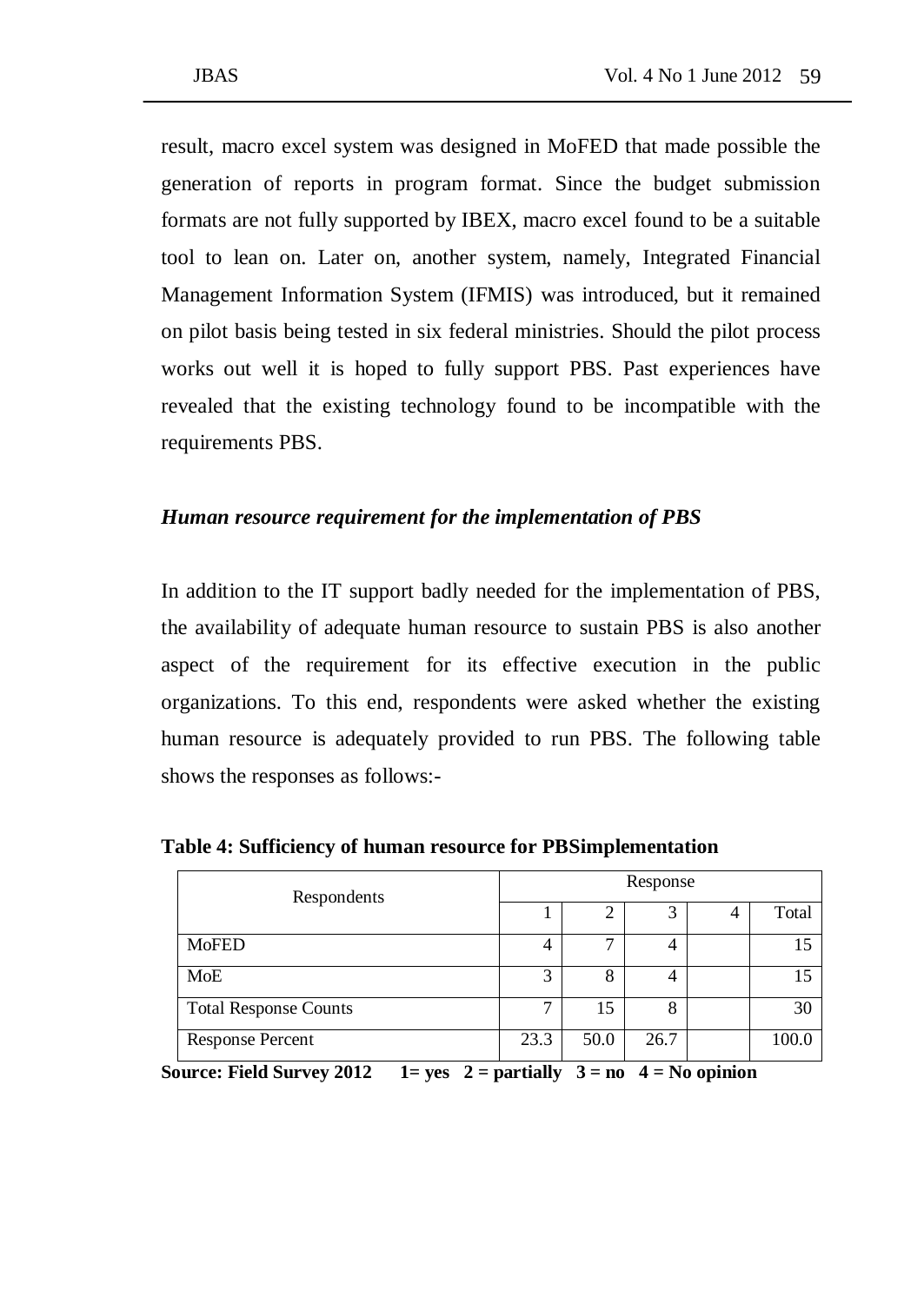result, macro excel system was designed in MoFED that made possible the generation of reports in program format. Since the budget submission formats are not fully supported by IBEX, macro excel found to be a suitable tool to lean on. Later on, another system, namely, Integrated Financial Management Information System (IFMIS) was introduced, but it remained on pilot basis being tested in six federal ministries. Should the pilot process works out well it is hoped to fully support PBS. Past experiences have revealed that the existing technology found to be incompatible with the requirements PBS.

### *Human resource requirement for the implementation of PBS*

In addition to the IT support badly needed for the implementation of PBS, the availability of adequate human resource to sustain PBS is also another aspect of the requirement for its effective execution in the public organizations. To this end, respondents were asked whether the existing human resource is adequately provided to run PBS. The following table shows the responses as follows:-

**Table 4: Sufficiency of human resource for PBSimplementation**

| Respondents | Response | | | | |
|---|---|---|---|---|---|
| | 1 | 2 | 3 | 4 | Total |
| MoFED | 4 | 7 | 4 | | 15 |
| MoE | 3 | 8 | 4 | | 15 |
| Total Response Counts | 7 | 15 | 8 | | 30 |
| Response Percent | 23.3 | 50.0 | 26.7 | | 100.0 |

**Source: Field Survey 2012 1= yes 2 = partially 3 = no 4 = No opinion**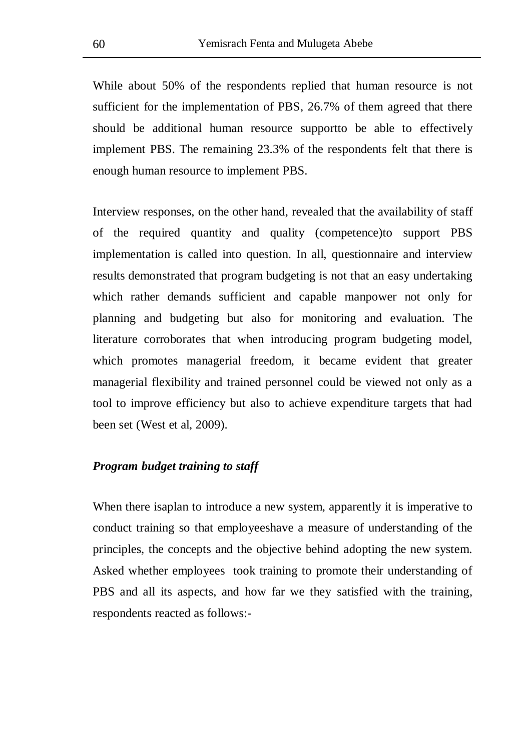While about 50% of the respondents replied that human resource is not sufficient for the implementation of PBS, 26.7% of them agreed that there should be additional human resource supportto be able to effectively implement PBS. The remaining 23.3% of the respondents felt that there is enough human resource to implement PBS.

Interview responses, on the other hand, revealed that the availability of staff of the required quantity and quality (competence)to support PBS implementation is called into question. In all, questionnaire and interview results demonstrated that program budgeting is not that an easy undertaking which rather demands sufficient and capable manpower not only for planning and budgeting but also for monitoring and evaluation. The literature corroborates that when introducing program budgeting model, which promotes managerial freedom, it became evident that greater managerial flexibility and trained personnel could be viewed not only as a tool to improve efficiency but also to achieve expenditure targets that had been set (West et al, 2009).

***Program budget training to staff***

When there isaplan to introduce a new system, apparently it is imperative to conduct training so that employeeshave a measure of understanding of the principles, the concepts and the objective behind adopting the new system. Asked whether employees took training to promote their understanding of PBS and all its aspects, and how far we they satisfied with the training, respondents reacted as follows:-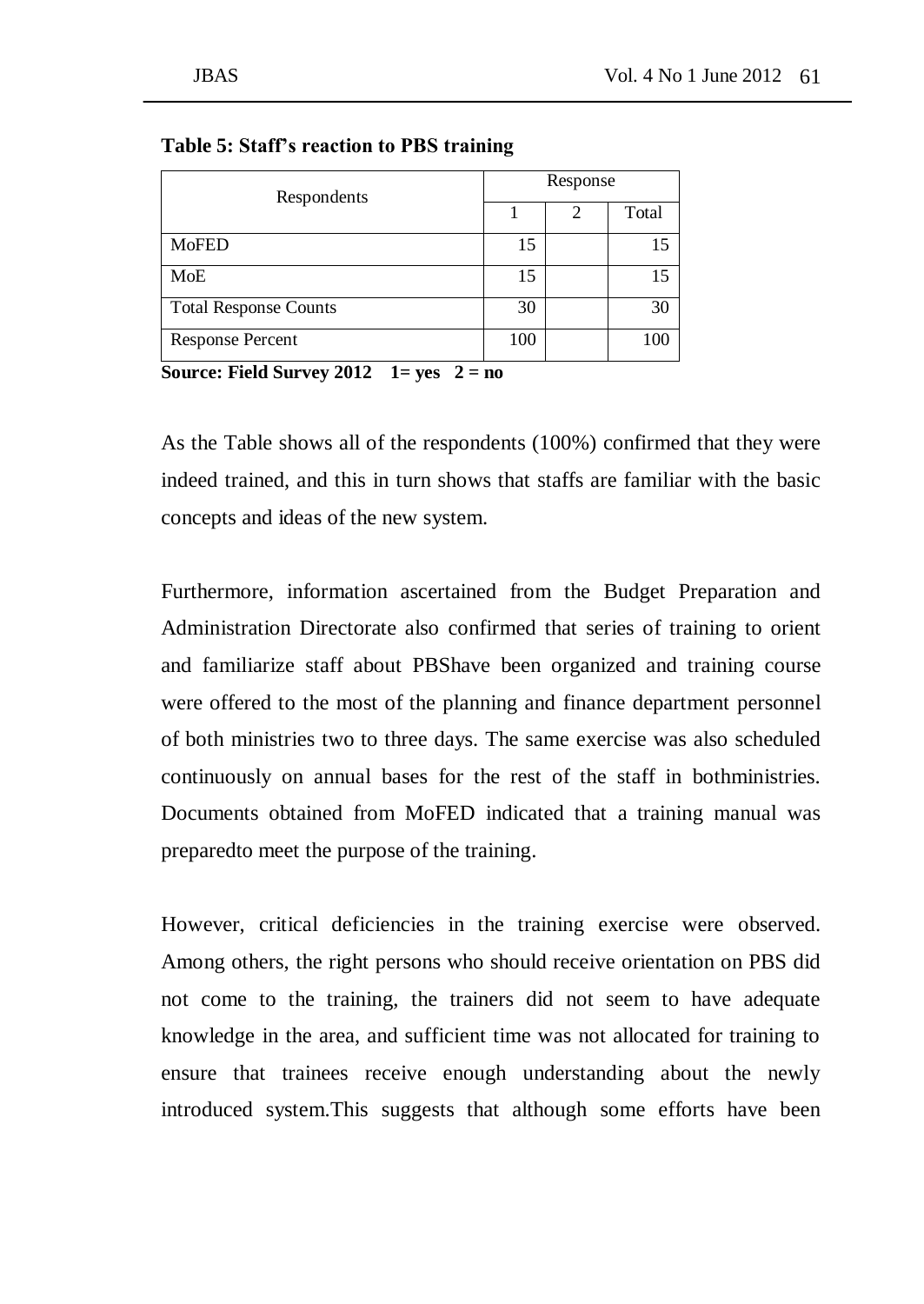**Table 5: Staff's reaction to PBS training**

| Respondents | Response | | |
|---|---|---|---|
| | 1 | 2 | Total |
| MoFED | 15 | | 15 |
| MoE | 15 | | 15 |
| Total Response Counts | 30 | | 30 |
| Response Percent | 100 | | 100 |

**Source: Field Survey 2012 1= yes 2 = no**

As the Table shows all of the respondents (100%) confirmed that they were indeed trained, and this in turn shows that staffs are familiar with the basic concepts and ideas of the new system.

Furthermore, information ascertained from the Budget Preparation and Administration Directorate also confirmed that series of training to orient and familiarize staff about PBShave been organized and training course were offered to the most of the planning and finance department personnel of both ministries two to three days. The same exercise was also scheduled continuously on annual bases for the rest of the staff in bothministries. Documents obtained from MoFED indicated that a training manual was preparedto meet the purpose of the training.

However, critical deficiencies in the training exercise were observed. Among others, the right persons who should receive orientation on PBS did not come to the training, the trainers did not seem to have adequate knowledge in the area, and sufficient time was not allocated for training to ensure that trainees receive enough understanding about the newly introduced system.This suggests that although some efforts have been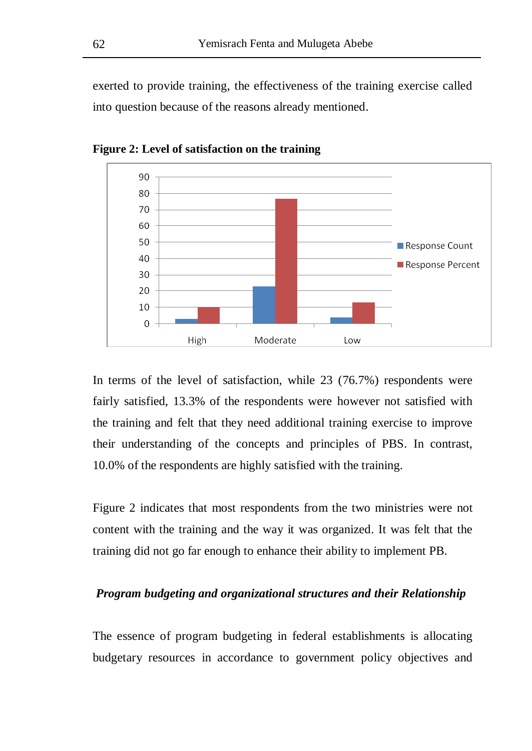exerted to provide training, the effectiveness of the training exercise called into question because of the reasons already mentioned.

**Figure 2: Level of satisfaction on the training**

In terms of the level of satisfaction, while 23 (76.7%) respondents were fairly satisfied, 13.3% of the respondents were however not satisfied with the training and felt that they need additional training exercise to improve their understanding of the concepts and principles of PBS. In contrast, 10.0% of the respondents are highly satisfied with the training.

Figure 2 indicates that most respondents from the two ministries were not content with the training and the way it was organized. It was felt that the training did not go far enough to enhance their ability to implement PB.

***Program budgeting and organizational structures and their Relationship***

The essence of program budgeting in federal establishments is allocating budgetary resources in accordance to government policy objectives and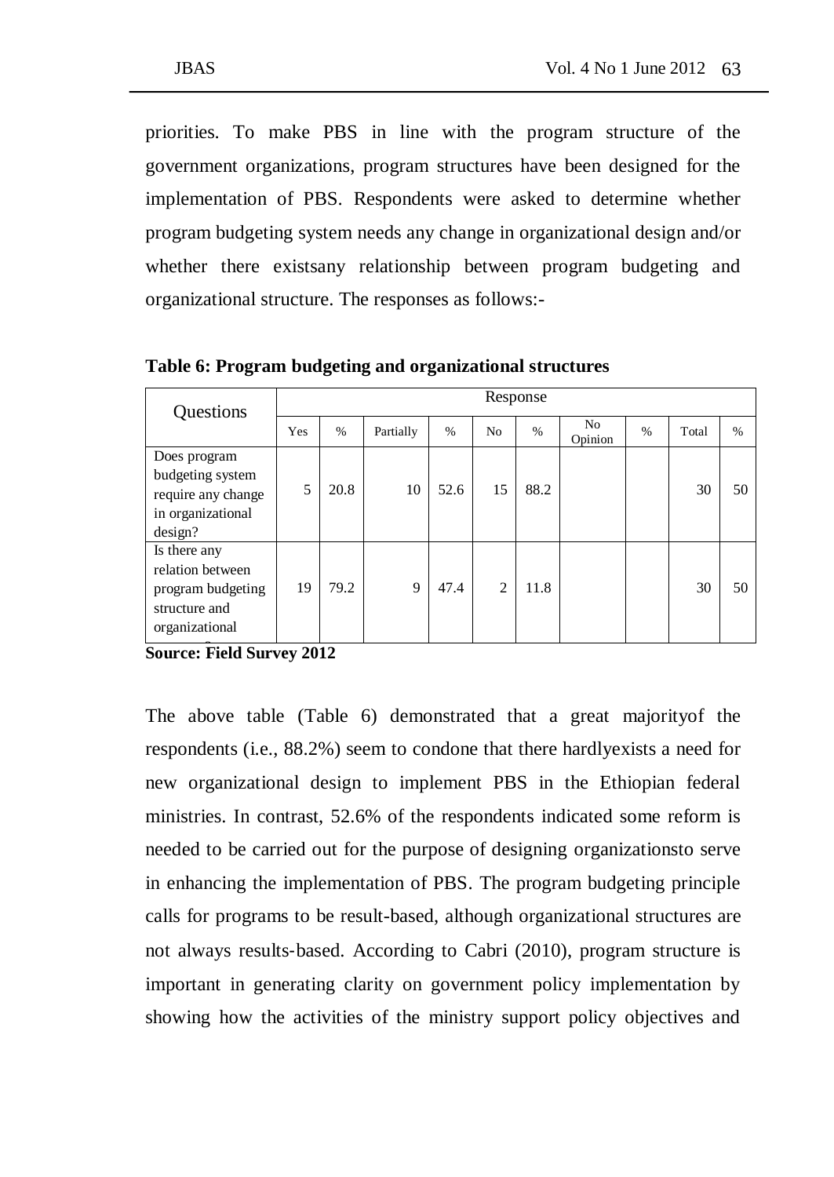priorities. To make PBS in line with the program structure of the government organizations, program structures have been designed for the implementation of PBS. Respondents were asked to determine whether program budgeting system needs any change in organizational design and/or whether there existsany relationship between program budgeting and organizational structure. The responses as follows:-

**Table 6: Program budgeting and organizational structures**

| Questions | Response | | | | | | | | | |
|---|---|---|---|---|---|---|---|---|---|---|
| | Yes | % | Partially | % | No | % | No Opinion | % | Total | % |
| Does program budgeting system require any change in organizational design? | 5 | 20.8 | 10 | 52.6 | 15 | 88.2 | | | 30 | 50 |
| Is there any relation between program budgeting structure and organizational | 19 | 79.2 | 9 | 47.4 | 2 | 11.8 | | | 30 | 50 |

**Source: Field Survey 2012**

The above table (Table 6) demonstrated that a great majorityof the respondents (i.e., 88.2%) seem to condone that there hardlyexists a need for new organizational design to implement PBS in the Ethiopian federal ministries. In contrast, 52.6% of the respondents indicated some reform is needed to be carried out for the purpose of designing organizationsto serve in enhancing the implementation of PBS. The program budgeting principle calls for programs to be result-based, although organizational structures are not always results-based. According to Cabri (2010), program structure is important in generating clarity on government policy implementation by showing how the activities of the ministry support policy objectives and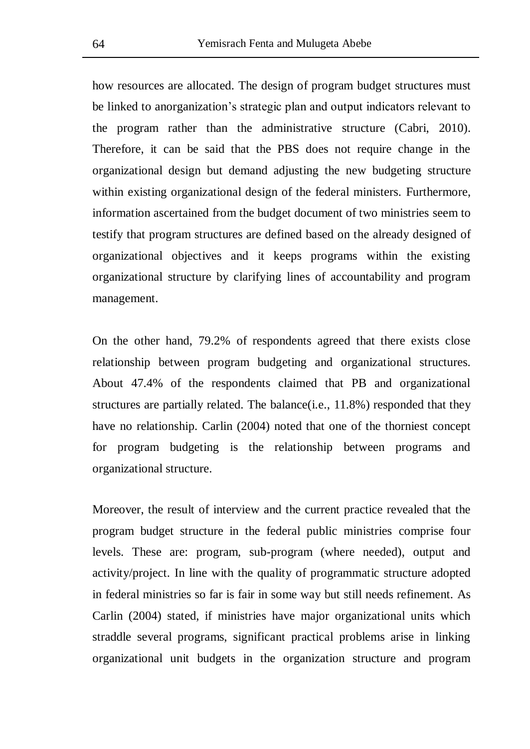how resources are allocated. The design of program budget structures must be linked to anorganization's strategic plan and output indicators relevant to the program rather than the administrative structure (Cabri, 2010). Therefore, it can be said that the PBS does not require change in the organizational design but demand adjusting the new budgeting structure within existing organizational design of the federal ministers. Furthermore, information ascertained from the budget document of two ministries seem to testify that program structures are defined based on the already designed of organizational objectives and it keeps programs within the existing organizational structure by clarifying lines of accountability and program management.

On the other hand, 79.2% of respondents agreed that there exists close relationship between program budgeting and organizational structures. About 47.4% of the respondents claimed that PB and organizational structures are partially related. The balance(i.e., 11.8%) responded that they have no relationship. Carlin (2004) noted that one of the thorniest concept for program budgeting is the relationship between programs and organizational structure.

Moreover, the result of interview and the current practice revealed that the program budget structure in the federal public ministries comprise four levels. These are: program, sub-program (where needed), output and activity/project. In line with the quality of programmatic structure adopted in federal ministries so far is fair in some way but still needs refinement. As Carlin (2004) stated, if ministries have major organizational units which straddle several programs, significant practical problems arise in linking organizational unit budgets in the organization structure and program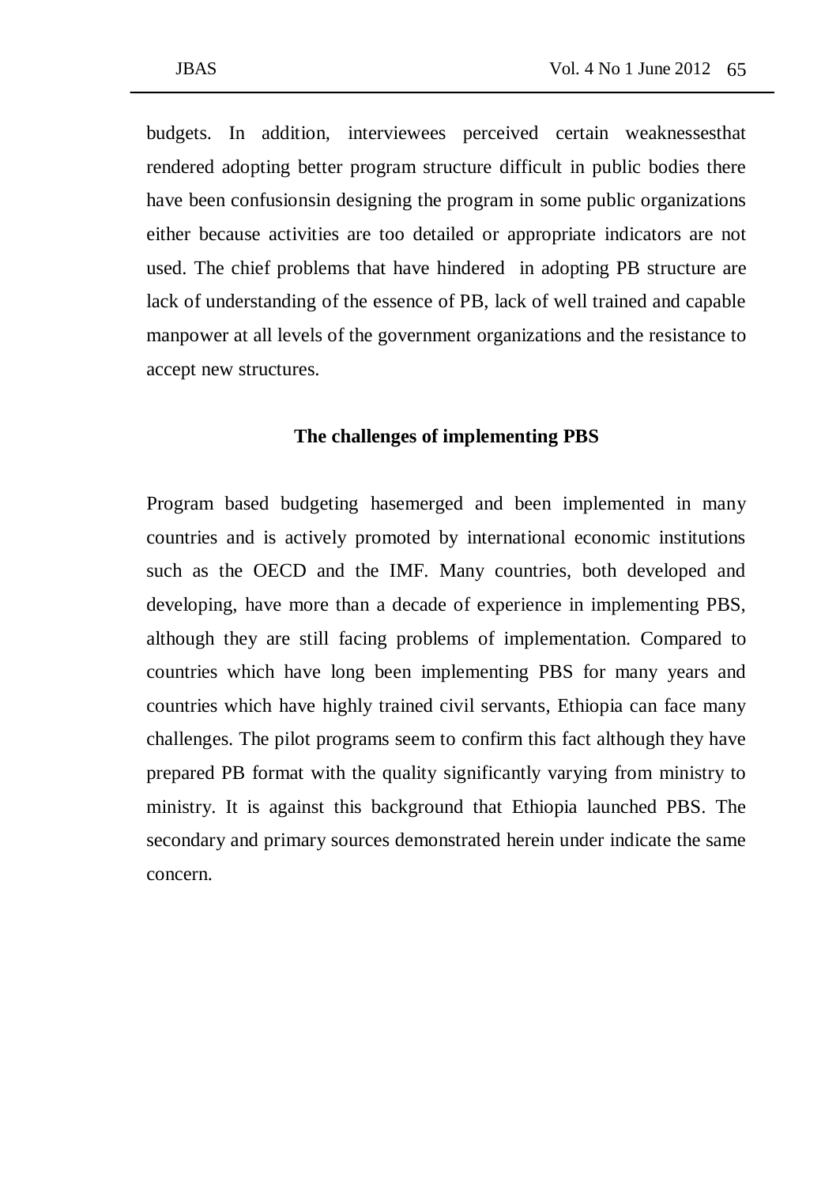budgets. In addition, interviewees perceived certain weaknessesthat rendered adopting better program structure difficult in public bodies there have been confusionsin designing the program in some public organizations either because activities are too detailed or appropriate indicators are not used. The chief problems that have hindered in adopting PB structure are lack of understanding of the essence of PB, lack of well trained and capable manpower at all levels of the government organizations and the resistance to accept new structures.

### The challenges of implementing PBS

Program based budgeting hasemerged and been implemented in many countries and is actively promoted by international economic institutions such as the OECD and the IMF. Many countries, both developed and developing, have more than a decade of experience in implementing PBS, although they are still facing problems of implementation. Compared to countries which have long been implementing PBS for many years and countries which have highly trained civil servants, Ethiopia can face many challenges. The pilot programs seem to confirm this fact although they have prepared PB format with the quality significantly varying from ministry to ministry. It is against this background that Ethiopia launched PBS. The secondary and primary sources demonstrated herein under indicate the same concern.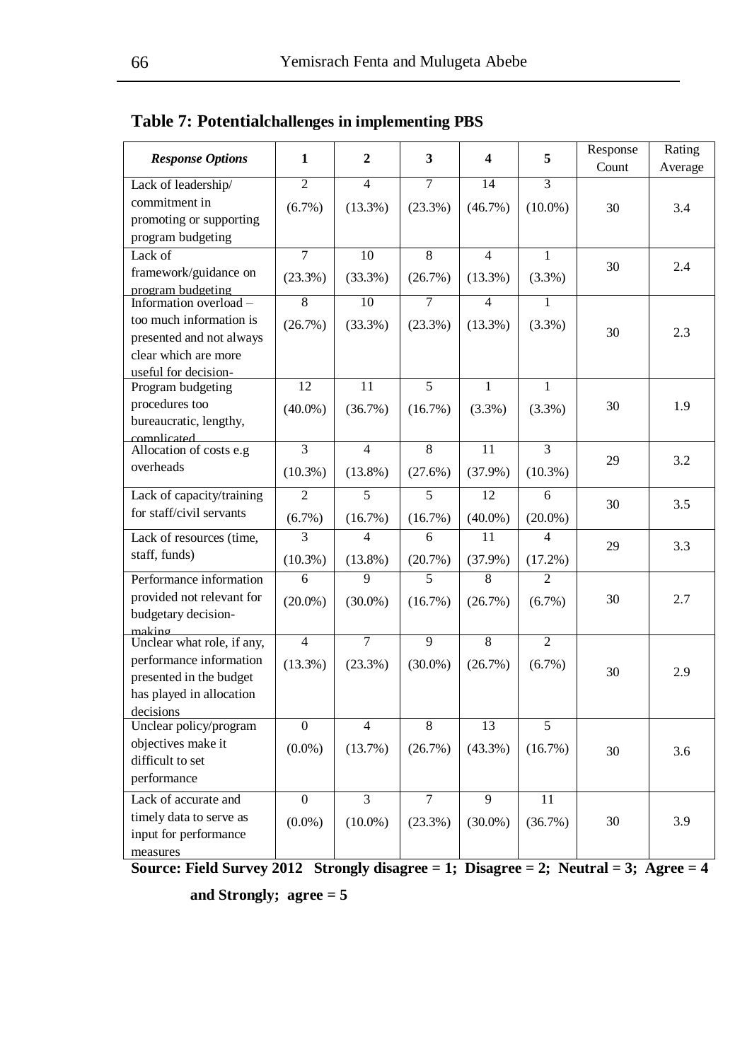**Table 7: Potentialchallenges in implementing PBS**

| *Response Options* | 1 | 2 | 3 | 4 | 5 | Response Count | Rating Average |
|---|---|---|---|---|---|---|---|
| Lack of leadership/ commitment in promoting or supporting program budgeting | 2 (6.7%) | 4 (13.3%) | 7 (23.3%) | 14 (46.7%) | 3 (10.0%) | 30 | 3.4 |
| Lack of framework/guidance on program budgeting | 7 (23.3%) | 10 (33.3%) | 8 (26.7%) | 4 (13.3%) | 1 (3.3%) | 30 | 2.4 |
| Information overload – too much information is presented and not always clear which are more useful for decision- | 8 (26.7%) | 10 (33.3%) | 7 (23.3%) | 4 (13.3%) | 1 (3.3%) | 30 | 2.3 |
| Program budgeting procedures too bureaucratic, lengthy, complicated | 12 (40.0%) | 11 (36.7%) | 5 (16.7%) | 1 (3.3%) | 1 (3.3%) | 30 | 1.9 |
| Allocation of costs e.g overheads | 3 (10.3%) | 4 (13.8%) | 8 (27.6%) | 11 (37.9%) | 3 (10.3%) | 29 | 3.2 |
| Lack of capacity/training for staff/civil servants | 2 (6.7%) | 5 (16.7%) | 5 (16.7%) | 12 (40.0%) | 6 (20.0%) | 30 | 3.5 |
| Lack of resources (time, staff, funds) | 3 (10.3%) | 4 (13.8%) | 6 (20.7%) | 11 (37.9%) | 4 (17.2%) | 29 | 3.3 |
| Performance information provided not relevant for budgetary decision-making | 6 (20.0%) | 9 (30.0%) | 5 (16.7%) | 8 (26.7%) | 2 (6.7%) | 30 | 2.7 |
| Unclear what role, if any, performance information presented in the budget has played in allocation decisions | 4 (13.3%) | 7 (23.3%) | 9 (30.0%) | 8 (26.7%) | 2 (6.7%) | 30 | 2.9 |
| Unclear policy/program objectives make it difficult to set performance | 0 (0.0%) | 4 (13.7%) | 8 (26.7%) | 13 (43.3%) | 5 (16.7%) | 30 | 3.6 |
| Lack of accurate and timely data to serve as input for performance measures | 0 (0.0%) | 3 (10.0%) | 7 (23.3%) | 9 (30.0%) | 11 (36.7%) | 30 | 3.9 |

**Source: Field Survey 2012 Strongly disagree = 1; Disagree = 2; Neutral = 3; Agree = 4 and Strongly; agree = 5**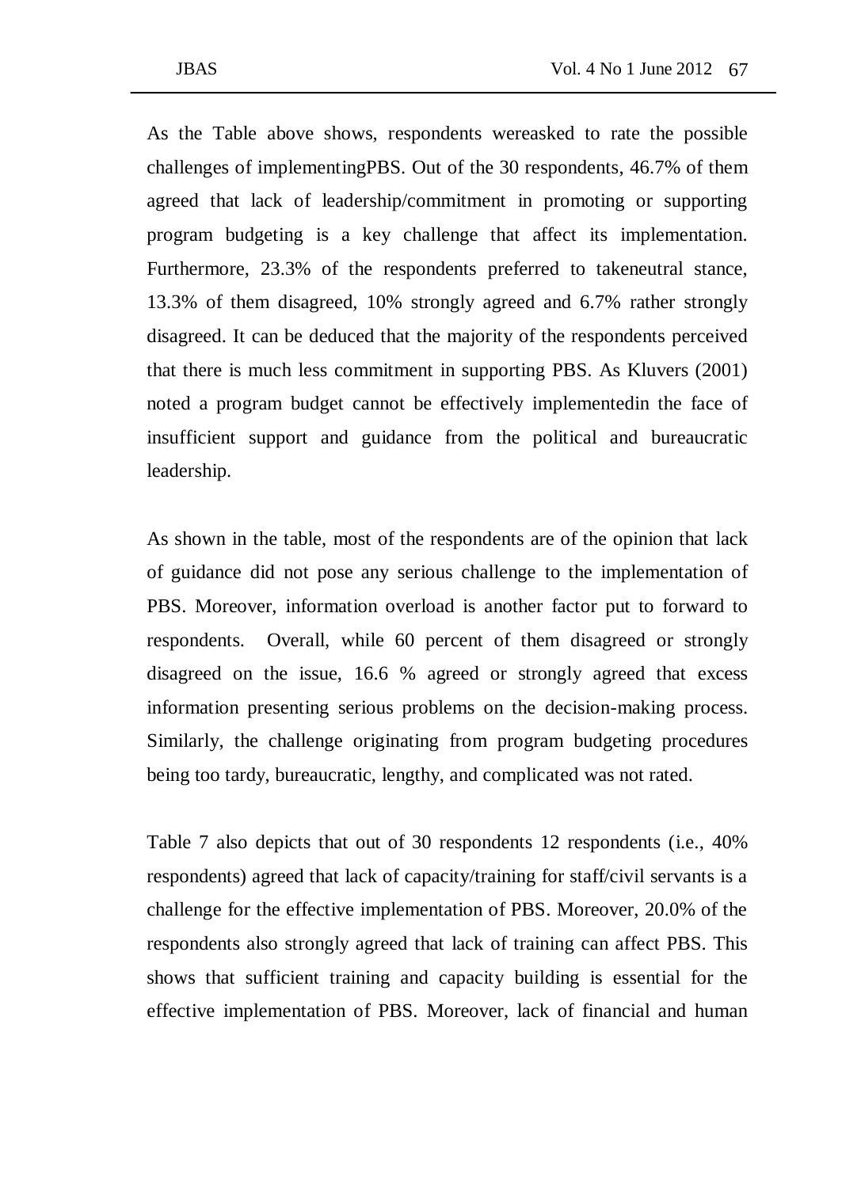As the Table above shows, respondents wereasked to rate the possible challenges of implementingPBS. Out of the 30 respondents, 46.7% of them agreed that lack of leadership/commitment in promoting or supporting program budgeting is a key challenge that affect its implementation. Furthermore, 23.3% of the respondents preferred to takeneutral stance, 13.3% of them disagreed, 10% strongly agreed and 6.7% rather strongly disagreed. It can be deduced that the majority of the respondents perceived that there is much less commitment in supporting PBS. As Kluvers (2001) noted a program budget cannot be effectively implementedin the face of insufficient support and guidance from the political and bureaucratic leadership.

As shown in the table, most of the respondents are of the opinion that lack of guidance did not pose any serious challenge to the implementation of PBS. Moreover, information overload is another factor put to forward to respondents. Overall, while 60 percent of them disagreed or strongly disagreed on the issue, 16.6 % agreed or strongly agreed that excess information presenting serious problems on the decision-making process. Similarly, the challenge originating from program budgeting procedures being too tardy, bureaucratic, lengthy, and complicated was not rated.

Table 7 also depicts that out of 30 respondents 12 respondents (i.e., 40% respondents) agreed that lack of capacity/training for staff/civil servants is a challenge for the effective implementation of PBS. Moreover, 20.0% of the respondents also strongly agreed that lack of training can affect PBS. This shows that sufficient training and capacity building is essential for the effective implementation of PBS. Moreover, lack of financial and human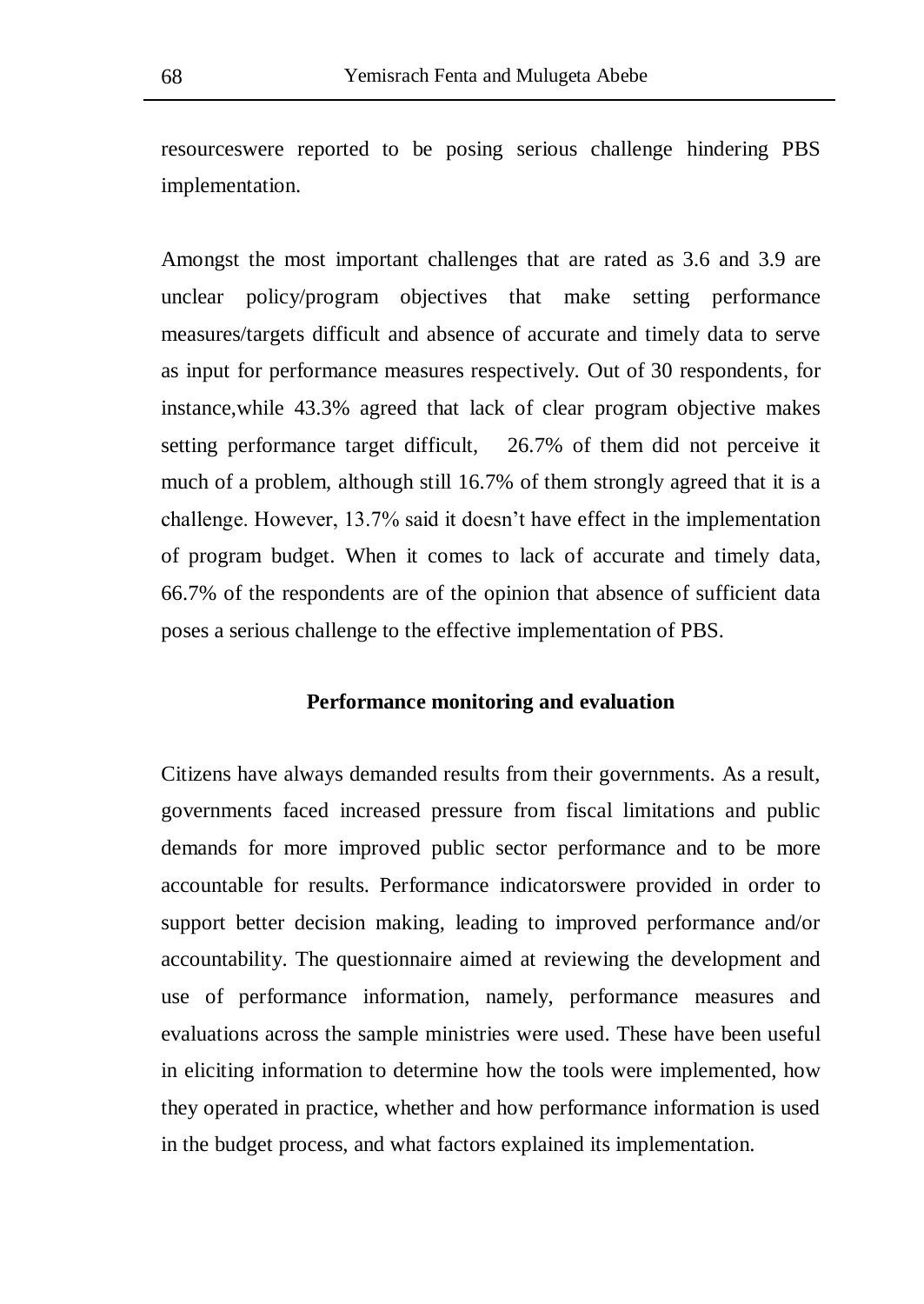resourceswere reported to be posing serious challenge hindering PBS implementation.

Amongst the most important challenges that are rated as 3.6 and 3.9 are unclear policy/program objectives that make setting performance measures/targets difficult and absence of accurate and timely data to serve as input for performance measures respectively. Out of 30 respondents, for instance,while 43.3% agreed that lack of clear program objective makes setting performance target difficult, 26.7% of them did not perceive it much of a problem, although still 16.7% of them strongly agreed that it is a challenge. However, 13.7% said it doesn't have effect in the implementation of program budget. When it comes to lack of accurate and timely data, 66.7% of the respondents are of the opinion that absence of sufficient data poses a serious challenge to the effective implementation of PBS.

### Performance monitoring and evaluation

Citizens have always demanded results from their governments. As a result, governments faced increased pressure from fiscal limitations and public demands for more improved public sector performance and to be more accountable for results. Performance indicatorswere provided in order to support better decision making, leading to improved performance and/or accountability. The questionnaire aimed at reviewing the development and use of performance information, namely, performance measures and evaluations across the sample ministries were used. These have been useful in eliciting information to determine how the tools were implemented, how they operated in practice, whether and how performance information is used in the budget process, and what factors explained its implementation.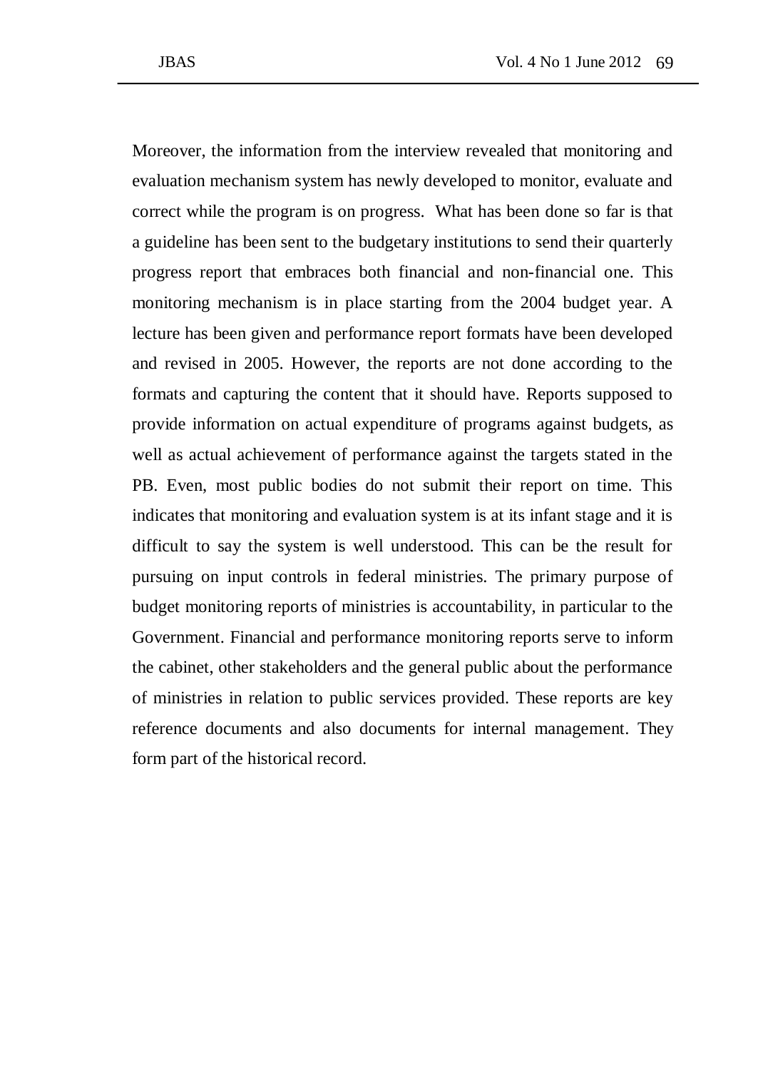Moreover, the information from the interview revealed that monitoring and evaluation mechanism system has newly developed to monitor, evaluate and correct while the program is on progress. What has been done so far is that a guideline has been sent to the budgetary institutions to send their quarterly progress report that embraces both financial and non-financial one. This monitoring mechanism is in place starting from the 2004 budget year. A lecture has been given and performance report formats have been developed and revised in 2005. However, the reports are not done according to the formats and capturing the content that it should have. Reports supposed to provide information on actual expenditure of programs against budgets, as well as actual achievement of performance against the targets stated in the PB. Even, most public bodies do not submit their report on time. This indicates that monitoring and evaluation system is at its infant stage and it is difficult to say the system is well understood. This can be the result for pursuing on input controls in federal ministries. The primary purpose of budget monitoring reports of ministries is accountability, in particular to the Government. Financial and performance monitoring reports serve to inform the cabinet, other stakeholders and the general public about the performance of ministries in relation to public services provided. These reports are key reference documents and also documents for internal management. They form part of the historical record.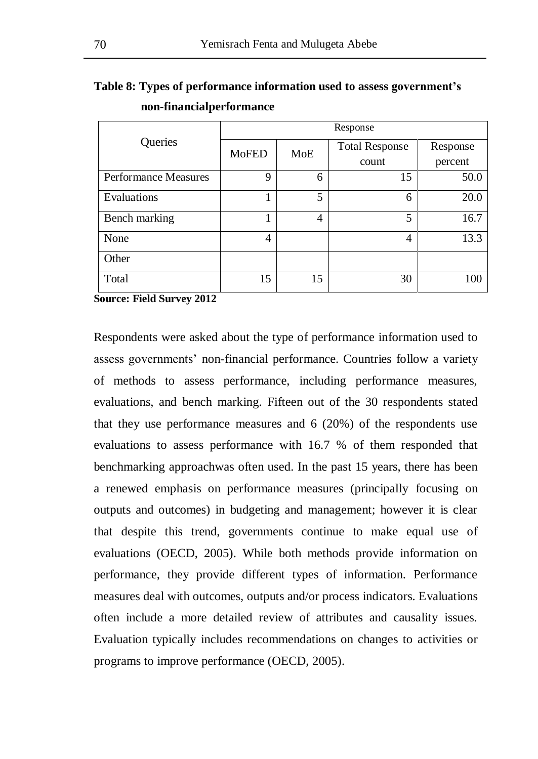**Table 8: Types of performance information used to assess government's non-financialperformance**

| Queries | Response | | | |
|---|---|---|---|---|
| | MoFED | MoE | Total Response count | Response percent |
| Performance Measures | 9 | 6 | 15 | 50.0 |
| Evaluations | 1 | 5 | 6 | 20.0 |
| Bench marking | 1 | 4 | 5 | 16.7 |
| None | 4 | | 4 | 13.3 |
| Other | | | | |
| Total | 15 | 15 | 30 | 100 |

**Source: Field Survey 2012**

Respondents were asked about the type of performance information used to assess governments' non-financial performance. Countries follow a variety of methods to assess performance, including performance measures, evaluations, and bench marking. Fifteen out of the 30 respondents stated that they use performance measures and 6 (20%) of the respondents use evaluations to assess performance with 16.7 % of them responded that benchmarking approachwas often used. In the past 15 years, there has been a renewed emphasis on performance measures (principally focusing on outputs and outcomes) in budgeting and management; however it is clear that despite this trend, governments continue to make equal use of evaluations (OECD, 2005). While both methods provide information on performance, they provide different types of information. Performance measures deal with outcomes, outputs and/or process indicators. Evaluations often include a more detailed review of attributes and causality issues. Evaluation typically includes recommendations on changes to activities or programs to improve performance (OECD, 2005).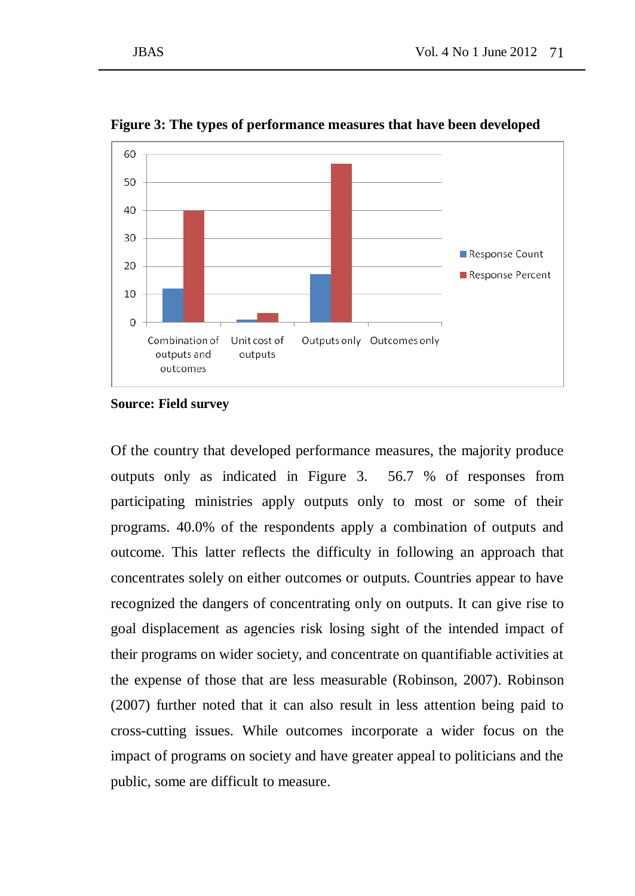**Figure 3: The types of performance measures that have been developed**

**Source: Field survey**

Of the country that developed performance measures, the majority produce outputs only as indicated in Figure 3. 56.7 % of responses from participating ministries apply outputs only to most or some of their programs. 40.0% of the respondents apply a combination of outputs and outcome. This latter reflects the difficulty in following an approach that concentrates solely on either outcomes or outputs. Countries appear to have recognized the dangers of concentrating only on outputs. It can give rise to goal displacement as agencies risk losing sight of the intended impact of their programs on wider society, and concentrate on quantifiable activities at the expense of those that are less measurable (Robinson, 2007). Robinson (2007) further noted that it can also result in less attention being paid to cross-cutting issues. While outcomes incorporate a wider focus on the impact of programs on society and have greater appeal to politicians and the public, some are difficult to measure.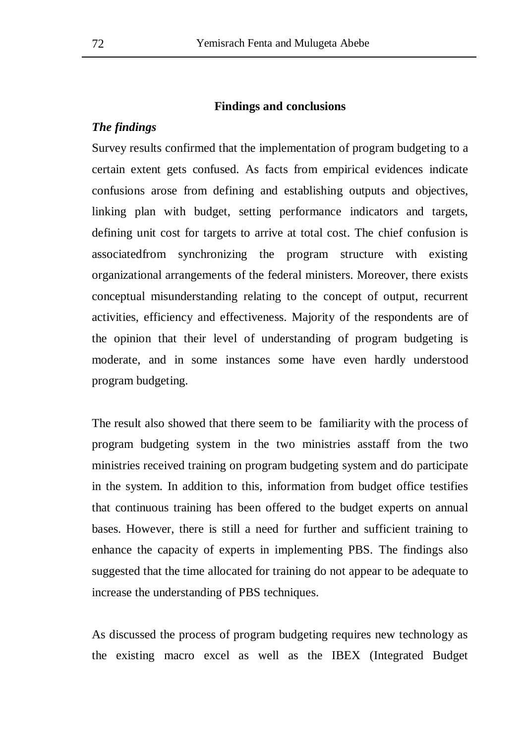## Findings and conclusions

### *The findings*

Survey results confirmed that the implementation of program budgeting to a certain extent gets confused. As facts from empirical evidences indicate confusions arose from defining and establishing outputs and objectives, linking plan with budget, setting performance indicators and targets, defining unit cost for targets to arrive at total cost. The chief confusion is associatedfrom synchronizing the program structure with existing organizational arrangements of the federal ministers. Moreover, there exists conceptual misunderstanding relating to the concept of output, recurrent activities, efficiency and effectiveness. Majority of the respondents are of the opinion that their level of understanding of program budgeting is moderate, and in some instances some have even hardly understood program budgeting.

The result also showed that there seem to be familiarity with the process of program budgeting system in the two ministries asstaff from the two ministries received training on program budgeting system and do participate in the system. In addition to this, information from budget office testifies that continuous training has been offered to the budget experts on annual bases. However, there is still a need for further and sufficient training to enhance the capacity of experts in implementing PBS. The findings also suggested that the time allocated for training do not appear to be adequate to increase the understanding of PBS techniques.

As discussed the process of program budgeting requires new technology as the existing macro excel as well as the IBEX (Integrated Budget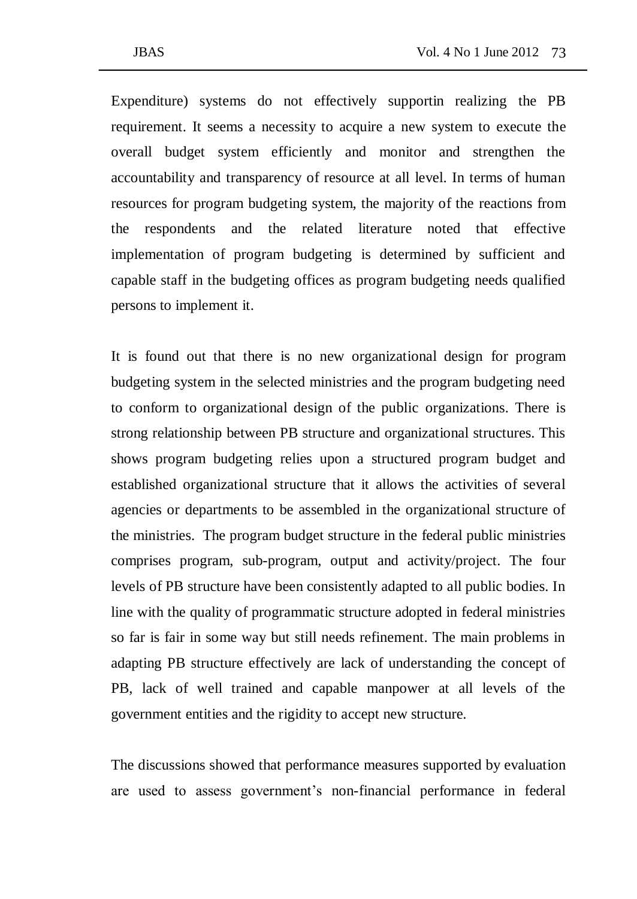Expenditure) systems do not effectively supportin realizing the PB requirement. It seems a necessity to acquire a new system to execute the overall budget system efficiently and monitor and strengthen the accountability and transparency of resource at all level. In terms of human resources for program budgeting system, the majority of the reactions from the respondents and the related literature noted that effective implementation of program budgeting is determined by sufficient and capable staff in the budgeting offices as program budgeting needs qualified persons to implement it.

It is found out that there is no new organizational design for program budgeting system in the selected ministries and the program budgeting need to conform to organizational design of the public organizations. There is strong relationship between PB structure and organizational structures. This shows program budgeting relies upon a structured program budget and established organizational structure that it allows the activities of several agencies or departments to be assembled in the organizational structure of the ministries. The program budget structure in the federal public ministries comprises program, sub-program, output and activity/project. The four levels of PB structure have been consistently adapted to all public bodies. In line with the quality of programmatic structure adopted in federal ministries so far is fair in some way but still needs refinement. The main problems in adapting PB structure effectively are lack of understanding the concept of PB, lack of well trained and capable manpower at all levels of the government entities and the rigidity to accept new structure.

The discussions showed that performance measures supported by evaluation are used to assess government's non-financial performance in federal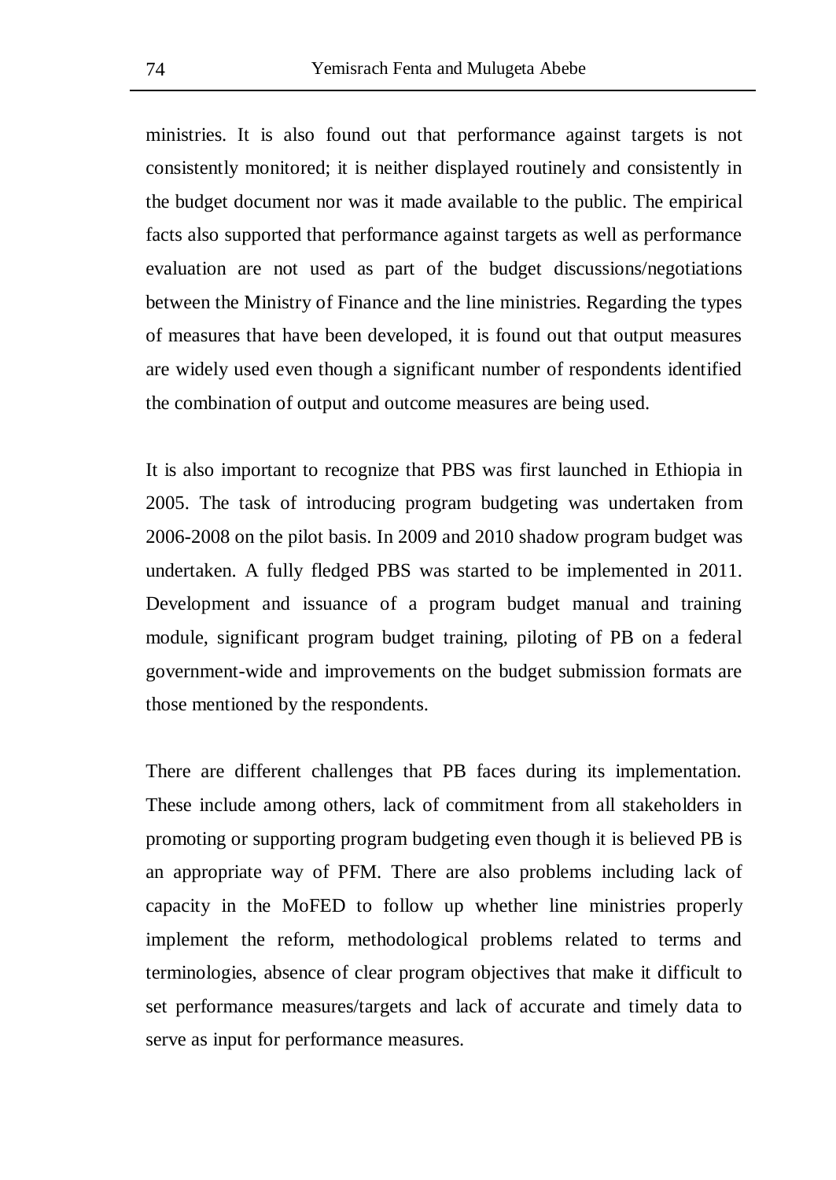ministries. It is also found out that performance against targets is not consistently monitored; it is neither displayed routinely and consistently in the budget document nor was it made available to the public. The empirical facts also supported that performance against targets as well as performance evaluation are not used as part of the budget discussions/negotiations between the Ministry of Finance and the line ministries. Regarding the types of measures that have been developed, it is found out that output measures are widely used even though a significant number of respondents identified the combination of output and outcome measures are being used.

It is also important to recognize that PBS was first launched in Ethiopia in 2005. The task of introducing program budgeting was undertaken from 2006-2008 on the pilot basis. In 2009 and 2010 shadow program budget was undertaken. A fully fledged PBS was started to be implemented in 2011. Development and issuance of a program budget manual and training module, significant program budget training, piloting of PB on a federal government-wide and improvements on the budget submission formats are those mentioned by the respondents.

There are different challenges that PB faces during its implementation. These include among others, lack of commitment from all stakeholders in promoting or supporting program budgeting even though it is believed PB is an appropriate way of PFM. There are also problems including lack of capacity in the MoFED to follow up whether line ministries properly implement the reform, methodological problems related to terms and terminologies, absence of clear program objectives that make it difficult to set performance measures/targets and lack of accurate and timely data to serve as input for performance measures.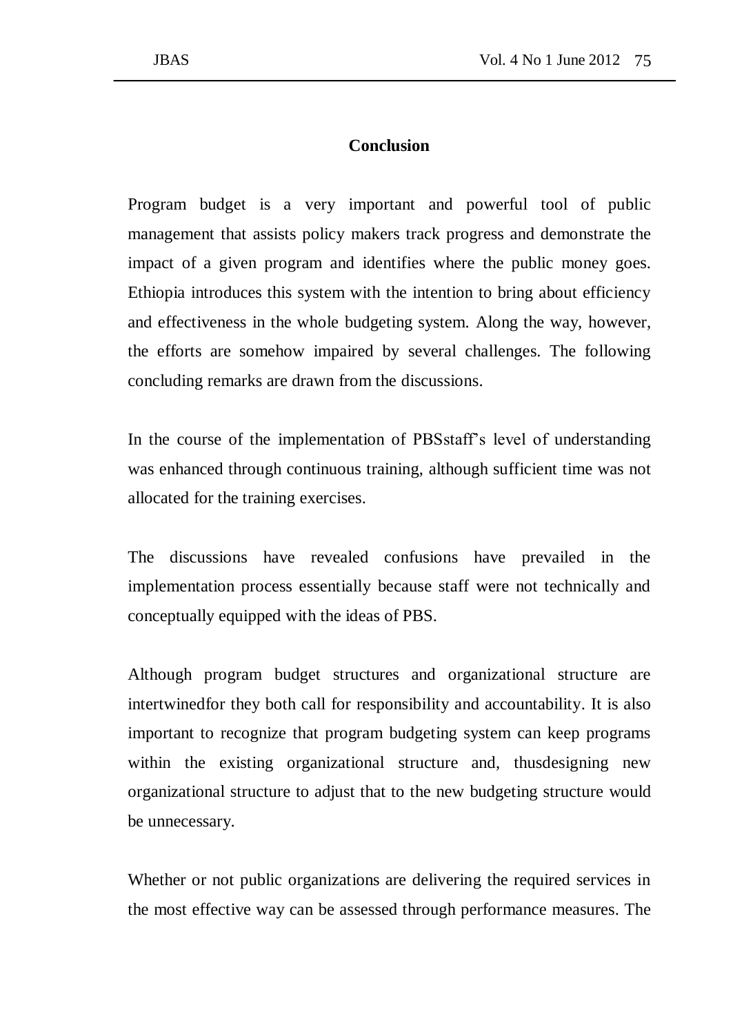## Conclusion

Program budget is a very important and powerful tool of public management that assists policy makers track progress and demonstrate the impact of a given program and identifies where the public money goes. Ethiopia introduces this system with the intention to bring about efficiency and effectiveness in the whole budgeting system. Along the way, however, the efforts are somehow impaired by several challenges. The following concluding remarks are drawn from the discussions.

In the course of the implementation of PBSstaff's level of understanding was enhanced through continuous training, although sufficient time was not allocated for the training exercises.

The discussions have revealed confusions have prevailed in the implementation process essentially because staff were not technically and conceptually equipped with the ideas of PBS.

Although program budget structures and organizational structure are intertwinedfor they both call for responsibility and accountability. It is also important to recognize that program budgeting system can keep programs within the existing organizational structure and, thusdesigning new organizational structure to adjust that to the new budgeting structure would be unnecessary.

Whether or not public organizations are delivering the required services in the most effective way can be assessed through performance measures. The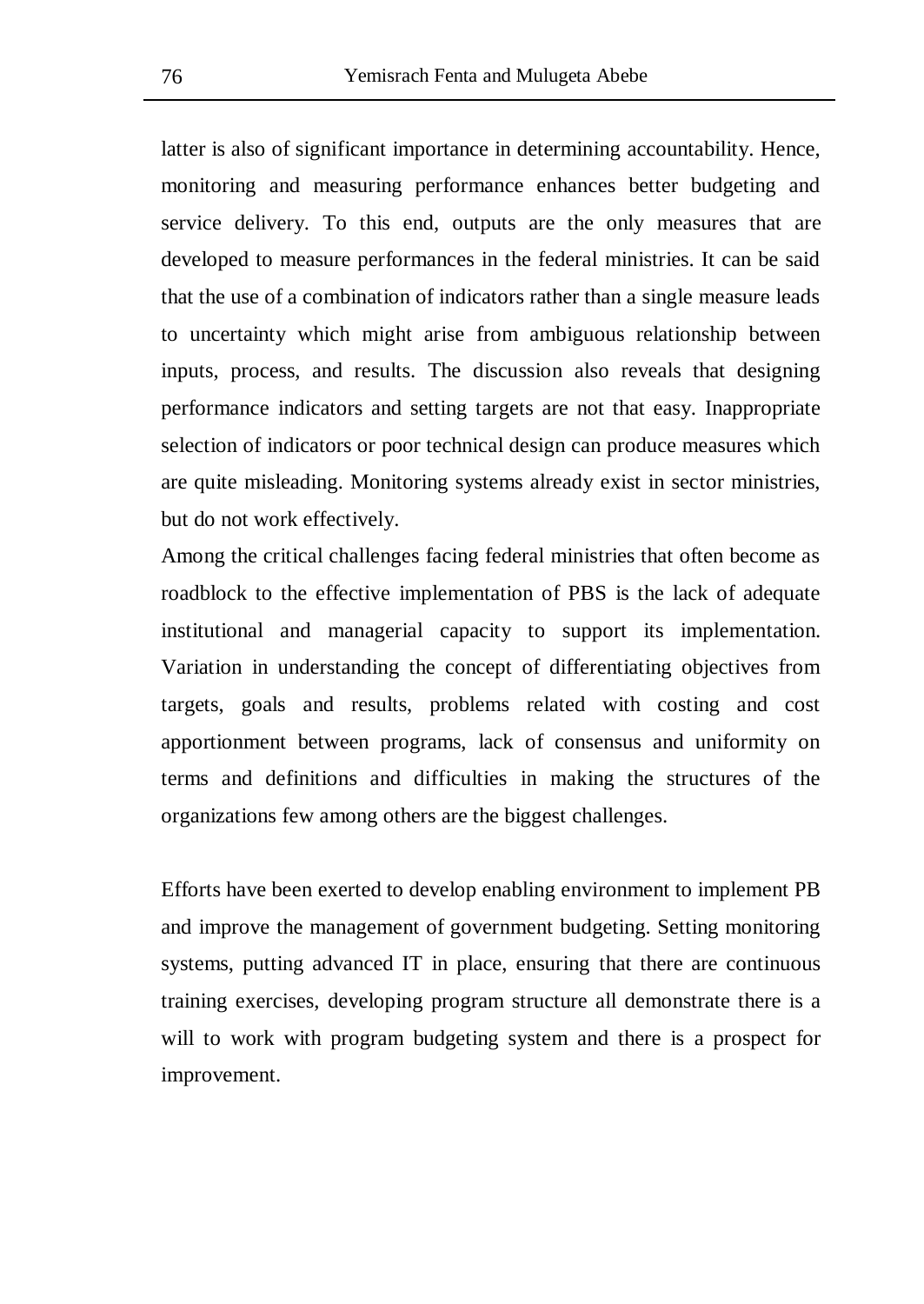latter is also of significant importance in determining accountability. Hence, monitoring and measuring performance enhances better budgeting and service delivery. To this end, outputs are the only measures that are developed to measure performances in the federal ministries. It can be said that the use of a combination of indicators rather than a single measure leads to uncertainty which might arise from ambiguous relationship between inputs, process, and results. The discussion also reveals that designing performance indicators and setting targets are not that easy. Inappropriate selection of indicators or poor technical design can produce measures which are quite misleading. Monitoring systems already exist in sector ministries, but do not work effectively.

Among the critical challenges facing federal ministries that often become as roadblock to the effective implementation of PBS is the lack of adequate institutional and managerial capacity to support its implementation. Variation in understanding the concept of differentiating objectives from targets, goals and results, problems related with costing and cost apportionment between programs, lack of consensus and uniformity on terms and definitions and difficulties in making the structures of the organizations few among others are the biggest challenges.

Efforts have been exerted to develop enabling environment to implement PB and improve the management of government budgeting. Setting monitoring systems, putting advanced IT in place, ensuring that there are continuous training exercises, developing program structure all demonstrate there is a will to work with program budgeting system and there is a prospect for improvement.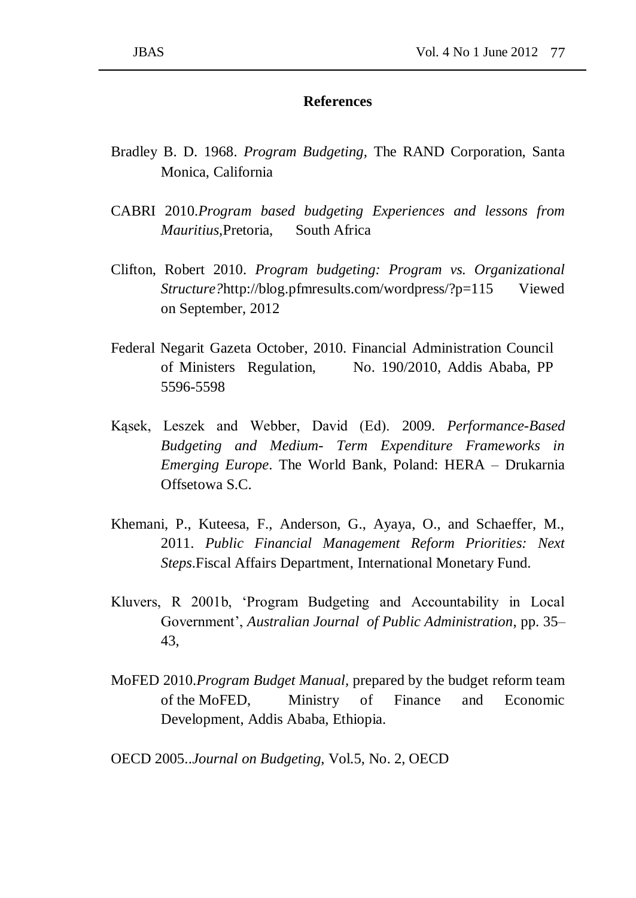## References

Bradley B. D. 1968. *Program Budgeting,* The RAND Corporation, Santa Monica, California

CABRI 2010.*Program based budgeting Experiences and lessons from Mauritius,*Pretoria, South Africa

Clifton, Robert 2010. *Program budgeting: Program vs. Organizational Structure?*http://blog.pfmresults.com/wordpress/?p=115 Viewed on September, 2012

Federal Negarit Gazeta October, 2010. Financial Administration Council of Ministers Regulation, No. 190/2010, Addis Ababa, PP 5596-5598

Kąsek, Leszek and Webber, David (Ed). 2009. *Performance-Based Budgeting and Medium- Term Expenditure Frameworks in Emerging Europe*. The World Bank, Poland: HERA – Drukarnia Offsetowa S.C.

Khemani, P., Kuteesa, F., Anderson, G., Ayaya, O., and Schaeffer, M., 2011. *Public Financial Management Reform Priorities: Next Steps*.Fiscal Affairs Department, International Monetary Fund.

Kluvers, R 2001b, 'Program Budgeting and Accountability in Local Government', *Australian Journal of Public Administration*, pp. 35–43,

MoFED 2010.*Program Budget Manual,* prepared by the budget reform team of the MoFED, Ministry of Finance and Economic Development, Addis Ababa, Ethiopia.

OECD 2005..*Journal on Budgeting*, Vol.5, No. 2, OECD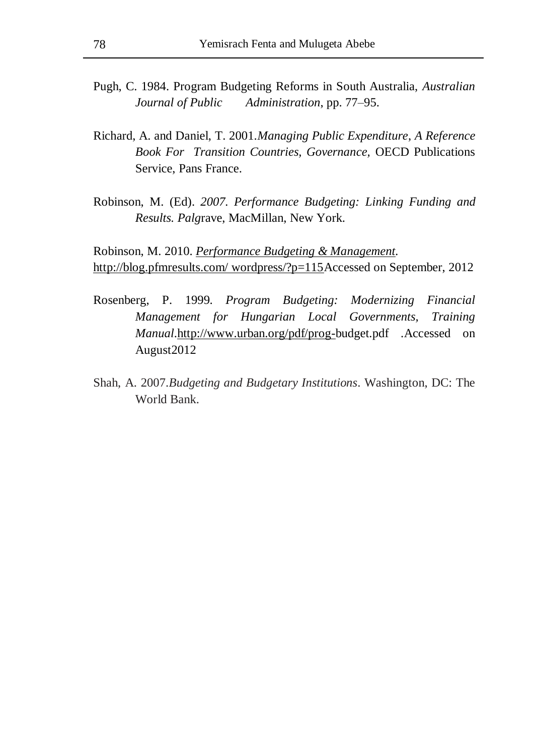Pugh, C. 1984. Program Budgeting Reforms in South Australia, *Australian Journal of Public Administration*, pp. 77–95.

Richard, A. and Daniel, T. 2001.*Managing Public Expenditure, A Reference Book For Transition Countries, Governance,* OECD Publications Service, Pans France.

Robinson, M. (Ed). *2007. Performance Budgeting: Linking Funding and Results. Palg*rave, MacMillan, New York.

Robinson, M. 2010. *Performance Budgeting & Management*. http://blog.pfmresults.com/ wordpress/?p=115Accessed on September, 2012

Rosenberg, P. 1999. *Program Budgeting: Modernizing Financial Management for Hungarian Local Governments, Training Manual*.http://www.urban.org/pdf/prog-budget.pdf .Accessed on August2012

Shah, A. 2007.*Budgeting and Budgetary Institutions*. Washington, DC: The World Bank.